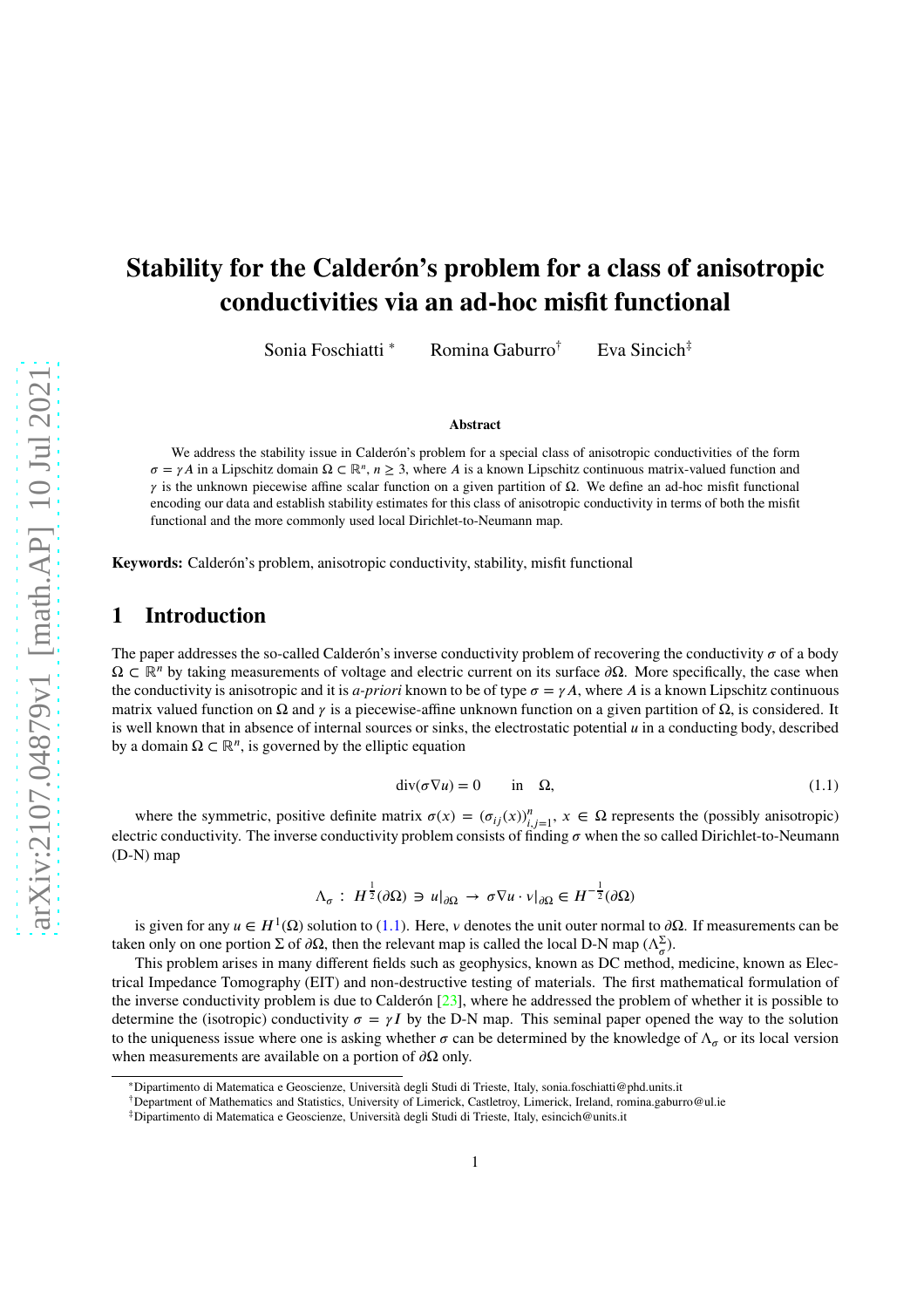# Stability for the Calderón's problem for a class of anisotropic conductivities via an ad-hoc misfit functional

Sonia Foschiatti [*] Romina Gaburro[†] Eva Sincich[‡]

### Abstract

We address the stability issue in Calderón's problem for a special class of anisotropic conductivities of the form $\sigma = \gamma A$ in a Lipschitz domain $\Omega \subset \mathbb{R}^n$, $n \geq 3$, where $A$ is a known Lipschitz continuous matrix-valued function and $\gamma$ is the unknown piecewise affine scalar function on a given partition of $\Omega$. We define an ad-hoc misfit functional encoding our data and establish stability estimates for this class of anisotropic conductivity in terms of both the misfit functional and the more commonly used local Dirichlet-to-Neumann map.

**Keywords:** Calderón's problem, anisotropic conductivity, stability, misfit functional

## 1 Introduction

The paper addresses the so-called Calderón's inverse conductivity problem of recovering the conductivity $\sigma$ of a body $\Omega \subset \mathbb{R}^n$ by taking measurements of voltage and electric current on its surface $\partial\Omega$. More specifically, the case when the conductivity is anisotropic and it is *a-priori* known to be of type $\sigma = \gamma A$, where $A$ is a known Lipschitz continuous matrix valued function on $\Omega$ and $\gamma$ is a piecewise-affine unknown function on a given partition of $\Omega$, is considered. It is well known that in absence of internal sources or sinks, the electrostatic potential $u$ in a conducting body, described by a domain $\Omega \subset \mathbb{R}^n$, is governed by the elliptic equation

$$\mathrm{div}(\sigma \nabla u) = 0 \qquad \text{in} \quad \Omega, \tag{1.1}$$

where the symmetric, positive definite matrix $\sigma(x) = (\sigma_{ij}(x))_{i,j=1}^n$, $x \in \Omega$ represents the (possibly anisotropic) electric conductivity. The inverse conductivity problem consists of finding $\sigma$ when the so called Dirichlet-to-Neumann (D-N) map

$$\Lambda_\sigma \; : \; H^{\frac{1}{2}}(\partial\Omega) \ni u|_{\partial\Omega} \to \sigma\nabla u \cdot \nu|_{\partial\Omega} \in H^{-\frac{1}{2}}(\partial\Omega)$$

is given for any $u \in H^1(\Omega)$ solution to (1.1). Here, $\nu$ denotes the unit outer normal to $\partial\Omega$. If measurements can be taken only on one portion $\Sigma$ of $\partial\Omega$, then the relevant map is called the local D-N map ($\Lambda_\sigma^\Sigma$).

This problem arises in many different fields such as geophysics, known as DC method, medicine, known as Electrical Impedance Tomography (EIT) and non-destructive testing of materials. The first mathematical formulation of the inverse conductivity problem is due to Calderón [23], where he addressed the problem of whether it is possible to determine the (isotropic) conductivity $\sigma = \gamma I$ by the D-N map. This seminal paper opened the way to the solution to the uniqueness issue where one is asking whether $\sigma$ can be determined by the knowledge of $\Lambda_\sigma$ or its local version when measurements are available on a portion of $\partial\Omega$ only.

[*] Dipartimento di Matematica e Geoscienze, Università degli Studi di Trieste, Italy, sonia.foschiatti@phd.units.it

[†] Department of Mathematics and Statistics, University of Limerick, Castletroy, Limerick, Ireland, romina.gaburro@ul.ie

[‡] Dipartimento di Matematica e Geoscienze, Università degli Studi di Trieste, Italy, esincich@units.it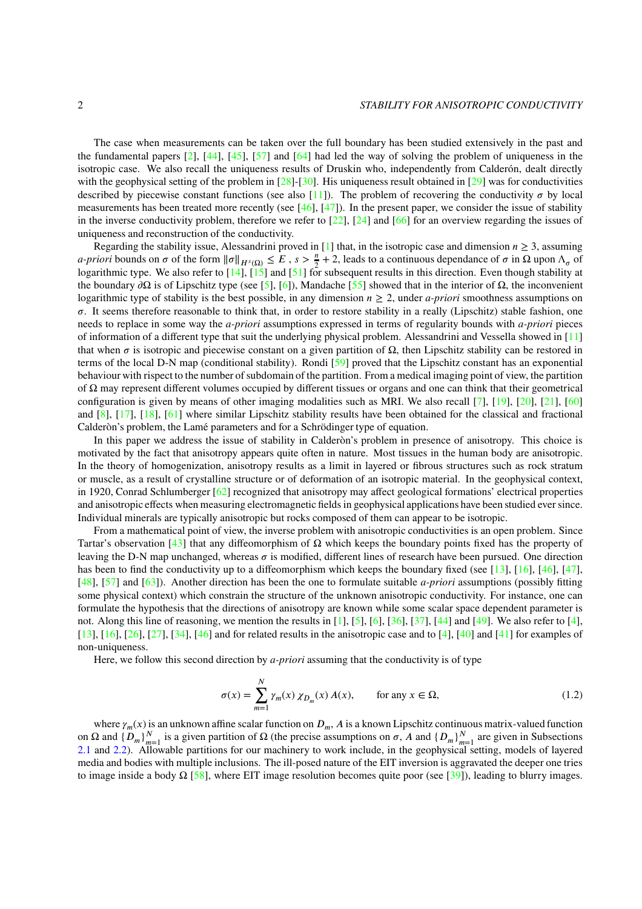The case when measurements can be taken over the full boundary has been studied extensively in the past and the fundamental papers [2], [44], [45], [57] and [64] had led the way of solving the problem of uniqueness in the isotropic case. We also recall the uniqueness results of Druskin who, independently from Calderón, dealt directly with the geophysical setting of the problem in [28]-[30]. His uniqueness result obtained in [29] was for conductivities described by piecewise constant functions (see also [11]). The problem of recovering the conductivity $\sigma$ by local measurements has been treated more recently (see [46], [47]). In the present paper, we consider the issue of stability in the inverse conductivity problem, therefore we refer to [22], [24] and [66] for an overview regarding the issues of uniqueness and reconstruction of the conductivity.

Regarding the stability issue, Alessandrini proved in [1] that, in the isotropic case and dimension $n \geq 3$, assuming *a-priori* bounds on $\sigma$ of the form $\|\sigma\|_{H^s(\Omega)} \leq E$ , $s > \frac{n}{2} + 2$, leads to a continuous dependance of $\sigma$ in $\Omega$ upon $\Lambda_\sigma$ of logarithmic type. We also refer to [14], [15] and [51] for subsequent results in this direction. Even though stability at the boundary $\partial\Omega$ is of Lipschitz type (see [5], [6]), Mandache [55] showed that in the interior of $\Omega$, the inconvenient logarithmic type of stability is the best possible, in any dimension $n \geq 2$, under *a-priori* smoothness assumptions on $\sigma$. It seems therefore reasonable to think that, in order to restore stability in a really (Lipschitz) stable fashion, one needs to replace in some way the *a-priori* assumptions expressed in terms of regularity bounds with *a-priori* pieces of information of a different type that suit the underlying physical problem. Alessandrini and Vessella showed in [11] that when $\sigma$ is isotropic and piecewise constant on a given partition of $\Omega$, then Lipschitz stability can be restored in terms of the local D-N map (conditional stability). Rondi [59] proved that the Lipschitz constant has an exponential behaviour with rispect to the number of subdomain of the partition. From a medical imaging point of view, the partition of $\Omega$ may represent different volumes occupied by different tissues or organs and one can think that their geometrical configuration is given by means of other imaging modalities such as MRI. We also recall [7], [19], [20], [21], [60] and [8], [17], [18], [61] where similar Lipschitz stability results have been obtained for the classical and fractional Calderòn's problem, the Lamé parameters and for a Schrödinger type of equation.

In this paper we address the issue of stability in Calderòn's problem in presence of anisotropy. This choice is motivated by the fact that anisotropy appears quite often in nature. Most tissues in the human body are anisotropic. In the theory of homogenization, anisotropy results as a limit in layered or fibrous structures such as rock stratum or muscle, as a result of crystalline structure or of deformation of an isotropic material. In the geophysical context, in 1920, Conrad Schlumberger [62] recognized that anisotropy may affect geological formations' electrical properties and anisotropic effects when measuring electromagnetic fields in geophysical applications have been studied ever since. Individual minerals are typically anisotropic but rocks composed of them can appear to be isotropic.

From a mathematical point of view, the inverse problem with anisotropic conductivities is an open problem. Since Tartar's observation [43] that any diffeomorphism of $\Omega$ which keeps the boundary points fixed has the property of leaving the D-N map unchanged, whereas $\sigma$ is modified, different lines of research have been pursued. One direction has been to find the conductivity up to a diffeomorphism which keeps the boundary fixed (see [13], [16], [46], [47], [48], [57] and [63]). Another direction has been the one to formulate suitable *a-priori* assumptions (possibly fitting some physical context) which constrain the structure of the unknown anisotropic conductivity. For instance, one can formulate the hypothesis that the directions of anisotropy are known while some scalar space dependent parameter is not. Along this line of reasoning, we mention the results in [1], [5], [6], [36], [37], [44] and [49]. We also refer to [4], [13], [16], [26], [27], [34], [46] and for related results in the anisotropic case and to [4], [40] and [41] for examples of non-uniqueness.

Here, we follow this second direction by *a-priori* assuming that the conductivity is of type

$$\sigma(x) = \sum_{m=1}^{N} \gamma_m(x)\, \chi_{D_m}(x)\, A(x), \qquad \text{for any } x \in \Omega, \tag{1.2}$$

where $\gamma_m(x)$ is an unknown affine scalar function on $D_m$, $A$ is a known Lipschitz continuous matrix-valued function on $\Omega$ and $\{D_m\}_{m=1}^N$ is a given partition of $\Omega$ (the precise assumptions on $\sigma$, $A$ and $\{D_m\}_{m=1}^N$ are given in Subsections 2.1 and 2.2). Allowable partitions for our machinery to work include, in the geophysical setting, models of layered media and bodies with multiple inclusions. The ill-posed nature of the EIT inversion is aggravated the deeper one tries to image inside a body $\Omega$ [58], where EIT image resolution becomes quite poor (see [39]), leading to blurry images.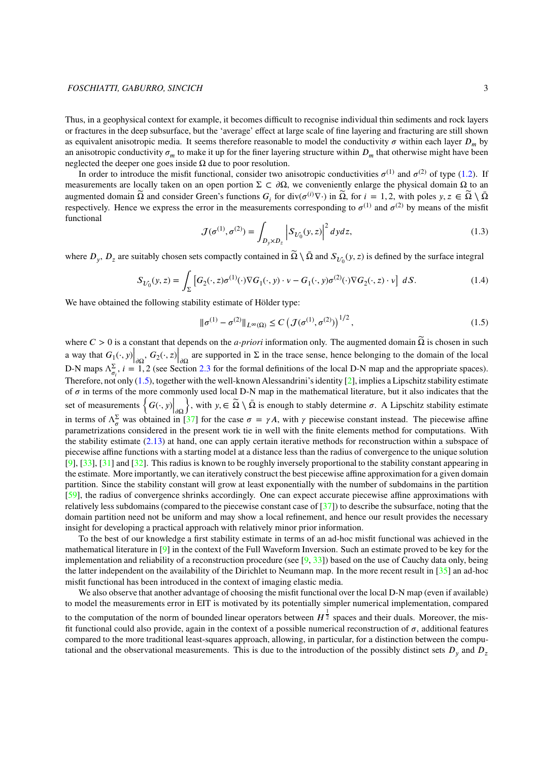Thus, in a geophysical context for example, it becomes difficult to recognise individual thin sediments and rock layers or fractures in the deep subsurface, but the 'average' effect at large scale of fine layering and fracturing are still shown as equivalent anisotropic media. It seems therefore reasonable to model the conductivity $\sigma$ within each layer $D_m$ by an anisotropic conductivity $\sigma_m$ to make it up for the finer layering structure within $D_m$ that otherwise might have been neglected the deeper one goes inside $\Omega$ due to poor resolution.

In order to introduce the misfit functional, consider two anisotropic conductivities $\sigma^{(1)}$ and $\sigma^{(2)}$ of type (1.2). If measurements are locally taken on an open portion $\Sigma \subset \partial\Omega$, we conveniently enlarge the physical domain $\Omega$ to an augmented domain $\widetilde{\Omega}$ and consider Green's functions $G_i$ for $\mathrm{div}(\sigma^{(i)}\nabla\cdot)$ in $\widetilde{\Omega}$, for $i = 1, 2$, with poles $y, z \in \widetilde{\Omega} \setminus \bar{\Omega}$ respectively. Hence we express the error in the measurements corresponding to $\sigma^{(1)}$ and $\sigma^{(2)}$ by means of the misfit functional

$$
\mathcal{J}(\sigma^{(1)}, \sigma^{(2)}) = \int_{D_y \times D_z} \left| S_{\mathcal{U}_0}(y, z) \right|^2 dy dz, \tag{1.3}
$$

where $D_y$, $D_z$ are suitably chosen sets compactly contained in $\widetilde{\Omega} \setminus \bar{\Omega}$ and $S_{\mathcal{U}_0}(y, z)$ is defined by the surface integral

$$
S_{\mathcal{U}_0}(y, z) = \int_{\Sigma} \left[ G_2(\cdot, z)\sigma^{(1)}(\cdot)\nabla G_1(\cdot, y) \cdot \nu - G_1(\cdot, y)\sigma^{(2)}(\cdot)\nabla G_2(\cdot, z) \cdot \nu \right] \, dS. \tag{1.4}
$$

We have obtained the following stability estimate of Hölder type:

$$
\|\sigma^{(1)} - \sigma^{(2)}\|_{L^\infty(\Omega)} \leq C \left( \mathcal{J}(\sigma^{(1)}, \sigma^{(2)}) \right)^{1/2}, \tag{1.5}
$$

where $C > 0$ is a constant that depends on the *a-priori* information only. The augmented domain $\widetilde{\Omega}$ is chosen in such a way that $G_1(\cdot, y)\Big|_{\partial\Omega}$, $G_2(\cdot, z)\Big|_{\partial\Omega}$ are supported in $\Sigma$ in the trace sense, hence belonging to the domain of the local D-N maps $\Lambda^{\Sigma}_{\sigma_i}$, $i = 1, 2$ (see Section 2.3 for the formal definitions of the local D-N map and the appropriate spaces). Therefore, not only (1.5), together with the well-known Alessandrini's identity [2], implies a Lipschitz stability estimate of $\sigma$ in terms of the more commonly used local D-N map in the mathematical literature, but it also indicates that the set of measurements $\left\{ G(\cdot, y)\Big|_{\partial\Omega} \right\}$, with $y, \in \widetilde{\Omega} \setminus \bar{\Omega}$ is enough to stably determine $\sigma$. A Lipschitz stability estimate in terms of $\Lambda^{\Sigma}_{\sigma}$ was obtained in [37] for the case $\sigma = \gamma A$, with $\gamma$ piecewise constant instead. The piecewise affine parametrizations considered in the present work tie in well with the finite elements method for computations. With the stability estimate (2.13) at hand, one can apply certain iterative methods for reconstruction within a subspace of piecewise affine functions with a starting model at a distance less than the radius of convergence to the unique solution [9], [33], [31] and [32]. This radius is known to be roughly inversely proportional to the stability constant appearing in the estimate. More importantly, we can iteratively construct the best piecewise affine approximation for a given domain partition. Since the stability constant will grow at least exponentially with the number of subdomains in the partition [59], the radius of convergence shrinks accordingly. One can expect accurate piecewise affine approximations with relatively less subdomains (compared to the piecewise constant case of [37]) to describe the subsurface, noting that the domain partition need not be uniform and may show a local refinement, and hence our result provides the necessary insight for developing a practical approach with relatively minor prior information.

To the best of our knowledge a first stability estimate in terms of an ad-hoc misfit functional was achieved in the mathematical literature in [9] in the context of the Full Waveform Inversion. Such an estimate proved to be key for the implementation and reliability of a reconstruction procedure (see [9, 33]) based on the use of Cauchy data only, being the latter independent on the availability of the Dirichlet to Neumann map. In the more recent result in [35] an ad-hoc misfit functional has been introduced in the context of imaging elastic media.

We also observe that another advantage of choosing the misfit functional over the local D-N map (even if available) to model the measurements error in EIT is motivated by its potentially simpler numerical implementation, compared to the computation of the norm of bounded linear operators between $H^{\frac{1}{2}}$ spaces and their duals. Moreover, the misfit functional could also provide, again in the context of a possible numerical reconstruction of $\sigma$, additional features compared to the more traditional least-squares approach, allowing, in particular, for a distinction between the computational and the observational measurements. This is due to the introduction of the possibly distinct sets $D_y$ and $D_z$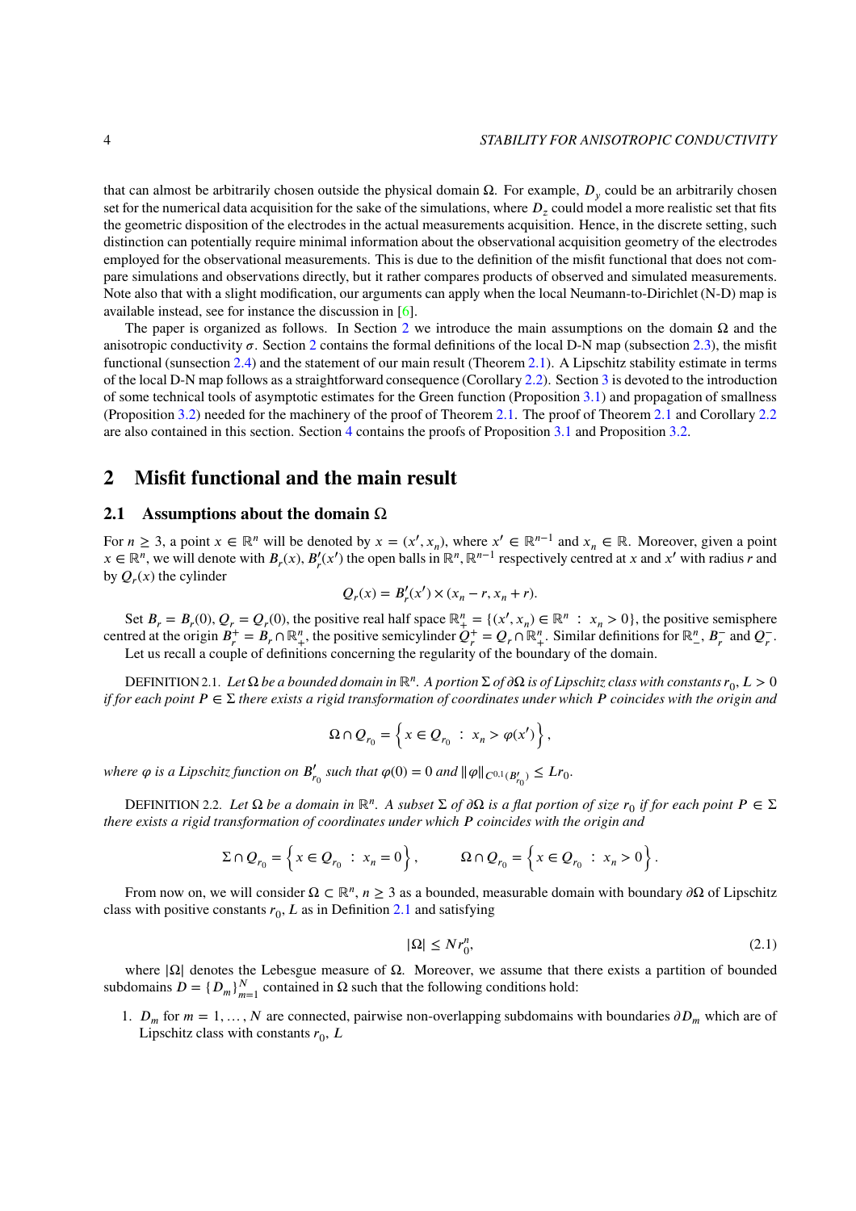that can almost be arbitrarily chosen outside the physical domain $\Omega$. For example, $D_y$ could be an arbitrarily chosen set for the numerical data acquisition for the sake of the simulations, where $D_z$ could model a more realistic set that fits the geometric disposition of the electrodes in the actual measurements acquisition. Hence, in the discrete setting, such distinction can potentially require minimal information about the observational acquisition geometry of the electrodes employed for the observational measurements. This is due to the definition of the misfit functional that does not compare simulations and observations directly, but it rather compares products of observed and simulated measurements. Note also that with a slight modification, our arguments can apply when the local Neumann-to-Dirichlet (N-D) map is available instead, see for instance the discussion in [6].

The paper is organized as follows. In Section 2 we introduce the main assumptions on the domain $\Omega$ and the anisotropic conductivity $\sigma$. Section 2 contains the formal definitions of the local D-N map (subsection 2.3), the misfit functional (sunsection 2.4) and the statement of our main result (Theorem 2.1). A Lipschitz stability estimate in terms of the local D-N map follows as a straightforward consequence (Corollary 2.2). Section 3 is devoted to the introduction of some technical tools of asymptotic estimates for the Green function (Proposition 3.1) and propagation of smallness (Proposition 3.2) needed for the machinery of the proof of Theorem 2.1. The proof of Theorem 2.1 and Corollary 2.2 are also contained in this section. Section 4 contains the proofs of Proposition 3.1 and Proposition 3.2.

## 2 Misfit functional and the main result

### 2.1 Assumptions about the domain $\Omega$

For $n \geq 3$, a point $x \in \mathbb{R}^n$ will be denoted by $x = (x', x_n)$, where $x' \in \mathbb{R}^{n-1}$ and $x_n \in \mathbb{R}$. Moreover, given a point $x \in \mathbb{R}^n$, we will denote with $B_r(x)$, $B'_r(x')$ the open balls in $\mathbb{R}^n, \mathbb{R}^{n-1}$ respectively centred at $x$ and $x'$ with radius $r$ and by $Q_r(x)$ the cylinder

$$Q_r(x) = B'_r(x') \times (x_n - r, x_n + r).$$

Set $B_r = B_r(0)$, $Q_r = Q_r(0)$, the positive real half space $\mathbb{R}^n_+ = \{(x', x_n) \in \mathbb{R}^n \ : \ x_n > 0\}$, the positive semisphere centred at the origin $B^+_r = B_r \cap \mathbb{R}^n_+$, the positive semicylinder $Q^+_r = Q_r \cap \mathbb{R}^n_+$. Similar definitions for $\mathbb{R}^n_-$, $B^-_r$ and $Q^-_r$.

Let us recall a couple of definitions concerning the regularity of the boundary of the domain.

Definition 2.1. *Let $\Omega$ be a bounded domain in $\mathbb{R}^n$. A portion $\Sigma$ of $\partial\Omega$ is of Lipschitz class with constants $r_0$, $L > 0$ if for each point $P \in \Sigma$ there exists a rigid transformation of coordinates under which $P$ coincides with the origin and*

$$\Omega \cap Q_{r_0} = \left\{ x \in Q_{r_0} \ : \ x_n > \varphi(x') \right\},$$

*where $\varphi$ is a Lipschitz function on $B'_{r_0}$ such that $\varphi(0) = 0$ and $\|\varphi\|_{C^{0,1}(B'_{r_0})} \leq L r_0$.*

Definition 2.2. *Let $\Omega$ be a domain in $\mathbb{R}^n$. A subset $\Sigma$ of $\partial\Omega$ is a flat portion of size $r_0$ if for each point $P \in \Sigma$ there exists a rigid transformation of coordinates under which $P$ coincides with the origin and*

$$\Sigma \cap Q_{r_0} = \left\{ x \in Q_{r_0} \ : \ x_n = 0 \right\}, \qquad \Omega \cap Q_{r_0} = \left\{ x \in Q_{r_0} \ : \ x_n > 0 \right\}.$$

From now on, we will consider $\Omega \subset \mathbb{R}^n$, $n \geq 3$ as a bounded, measurable domain with boundary $\partial\Omega$ of Lipschitz class with positive constants $r_0$, $L$ as in Definition 2.1 and satisfying

$$|\Omega| \leq N r_0^n, \tag{2.1}$$

where $|\Omega|$ denotes the Lebesgue measure of $\Omega$. Moreover, we assume that there exists a partition of bounded subdomains $D = \{D_m\}_{m=1}^N$ contained in $\Omega$ such that the following conditions hold:

1. $D_m$ for $m = 1, \ldots, N$ are connected, pairwise non-overlapping subdomains with boundaries $\partial D_m$ which are of Lipschitz class with constants $r_0$, $L$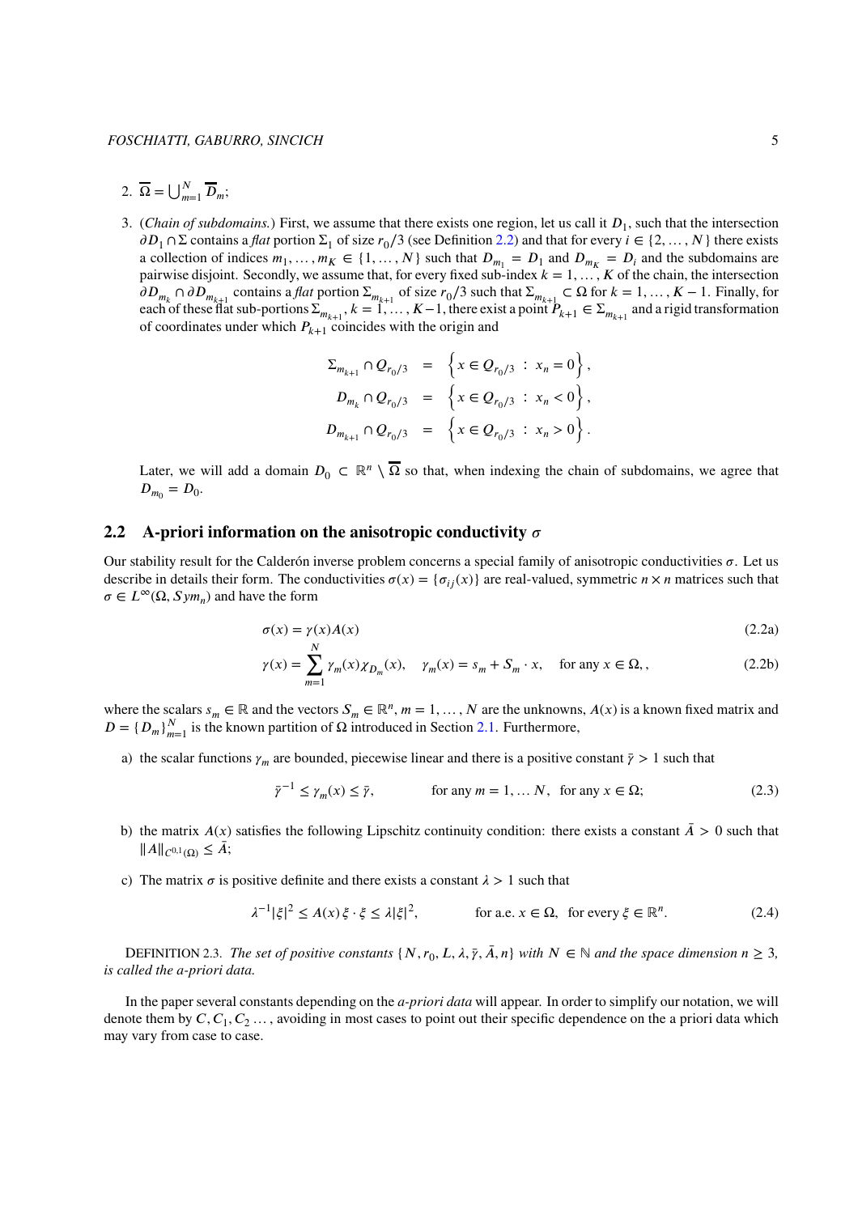2. $\overline{\Omega} = \bigcup_{m=1}^{N} \overline{D}_m$;

3. (*Chain of subdomains.*) First, we assume that there exists one region, let us call it $D_1$, such that the intersection $\partial D_1 \cap \Sigma$ contains a *flat* portion $\Sigma_1$ of size $r_0/3$ (see Definition 2.2) and that for every $i \in \{2, \dots, N\}$ there exists a collection of indices $m_1, \dots, m_K \in \{1, \dots, N\}$ such that $D_{m_1} = D_1$ and $D_{m_K} = D_i$ and the subdomains are pairwise disjoint. Secondly, we assume that, for every fixed sub-index $k = 1, \dots, K$ of the chain, the intersection $\partial D_{m_k} \cap \partial D_{m_{k+1}}$ contains a *flat* portion $\Sigma_{m_{k+1}}$ of size $r_0/3$ such that $\Sigma_{m_{k+1}} \subset \Omega$ for $k = 1, \dots, K-1$. Finally, for each of these flat sub-portions $\Sigma_{m_{k+1}}$, $k = 1, \dots, K-1$, there exist a point $P_{k+1} \in \Sigma_{m_{k+1}}$ and a rigid transformation of coordinates under which $P_{k+1}$ coincides with the origin and

$$
\begin{aligned}
\Sigma_{m_{k+1}} \cap Q_{r_0/3} &= \left\{ x \in Q_{r_0/3} \ : \ x_n = 0 \right\}, \\
D_{m_k} \cap Q_{r_0/3} &= \left\{ x \in Q_{r_0/3} \ : \ x_n < 0 \right\}, \\
D_{m_{k+1}} \cap Q_{r_0/3} &= \left\{ x \in Q_{r_0/3} \ : \ x_n > 0 \right\}.
\end{aligned}
$$

Later, we will add a domain $D_0 \subset \mathbb{R}^n \setminus \overline{\Omega}$ so that, when indexing the chain of subdomains, we agree that $D_{m_0} = D_0$.

## 2.2 A-priori information on the anisotropic conductivity $\sigma$

Our stability result for the Calderón inverse problem concerns a special family of anisotropic conductivities $\sigma$. Let us describe in details their form. The conductivities $\sigma(x) = \{\sigma_{ij}(x)\}$ are real-valued, symmetric $n \times n$ matrices such that $\sigma \in L^\infty(\Omega, Sym_n)$ and have the form

$$
\sigma(x) = \gamma(x) A(x) \tag{2.2a}
$$

$$
\gamma(x) = \sum_{m=1}^{N} \gamma_m(x) \chi_{D_m}(x), \quad \gamma_m(x) = s_m + S_m \cdot x, \quad \text{for any } x \in \Omega, , \tag{2.2b}
$$

where the scalars $s_m \in \mathbb{R}$ and the vectors $S_m \in \mathbb{R}^n$, $m = 1, \dots, N$ are the unknowns, $A(x)$ is a known fixed matrix and $D = \{D_m\}_{m=1}^N$ is the known partition of $\Omega$ introduced in Section 2.1. Furthermore,

a) the scalar functions $\gamma_m$ are bounded, piecewise linear and there is a positive constant $\bar{\gamma} > 1$ such that

$$
\bar{\gamma}^{-1} \leq \gamma_m(x) \leq \bar{\gamma}, \qquad \text{for any } m = 1, \dots N, \ \text{for any } x \in \Omega; \tag{2.3}
$$

b) the matrix $A(x)$ satisfies the following Lipschitz continuity condition: there exists a constant $\bar{A} > 0$ such that $\|A\|_{C^{0,1}(\Omega)} \leq \bar{A}$;

c) The matrix $\sigma$ is positive definite and there exists a constant $\lambda > 1$ such that

$$
\lambda^{-1}|\xi|^2 \leq A(x)\, \xi \cdot \xi \leq \lambda |\xi|^2, \qquad \text{for a.e. } x \in \Omega, \ \text{for every } \xi \in \mathbb{R}^n. \tag{2.4}
$$

DEFINITION 2.3. *The set of positive constants $\{N, r_0, L, \lambda, \bar{\gamma}, \bar{A}, n\}$ with $N \in \mathbb{N}$ and the space dimension $n \geq 3$, is called the a-priori data.*

In the paper several constants depending on the *a-priori data* will appear. In order to simplify our notation, we will denote them by $C, C_1, C_2 \dots$, avoiding in most cases to point out their specific dependence on the a priori data which may vary from case to case.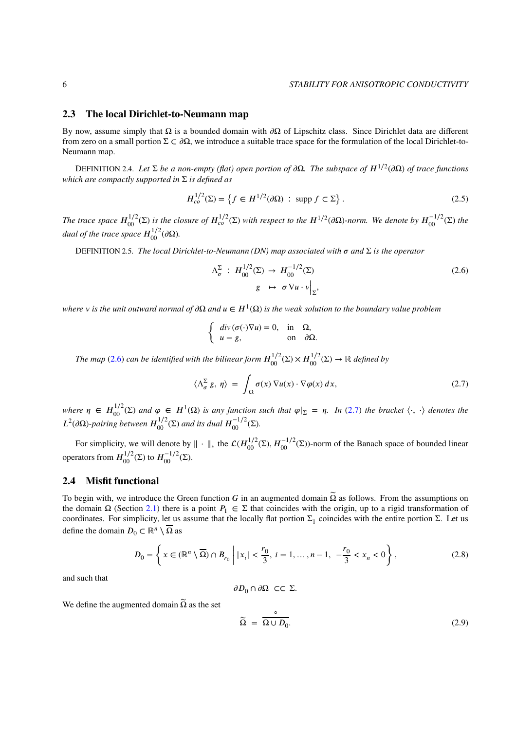## 2.3 The local Dirichlet-to-Neumann map

By now, assume simply that $\Omega$ is a bounded domain with $\partial\Omega$ of Lipschitz class. Since Dirichlet data are different from zero on a small portion $\Sigma \subset \partial\Omega$, we introduce a suitable trace space for the formulation of the local Dirichlet-to-Neumann map.

DEFINITION 2.4. *Let $\Sigma$ be a non-empty (flat) open portion of $\partial\Omega$. The subspace of $H^{1/2}(\partial\Omega)$ of trace functions which are compactly supported in $\Sigma$ is defined as*

$$H^{1/2}_{co}(\Sigma) = \left\{ f \in H^{1/2}(\partial\Omega) \; : \; \operatorname{supp} f \subset \Sigma \right\}. \tag{2.5}$$

*The trace space $H^{1/2}_{00}(\Sigma)$ is the closure of $H^{1/2}_{co}(\Sigma)$ with respect to the $H^{1/2}(\partial\Omega)$-norm. We denote by $H^{-1/2}_{00}(\Sigma)$ the dual of the trace space $H^{1/2}_{00}(\partial\Omega)$.*

DEFINITION 2.5. *The local Dirichlet-to-Neumann (DN) map associated with $\sigma$ and $\Sigma$ is the operator*

$$\begin{aligned} \Lambda^{\Sigma}_{\sigma} \; : \; H^{1/2}_{00}(\Sigma) &\to H^{-1/2}_{00}(\Sigma) \\ g &\mapsto \sigma \, \nabla u \cdot \nu \Big|_{\Sigma}, \end{aligned} \tag{2.6}$$

*where $\nu$ is the unit outward normal of $\partial\Omega$ and $u \in H^1(\Omega)$ is the weak solution to the boundary value problem*

$$\begin{cases} div\,(\sigma(\cdot)\nabla u) = 0, & \text{in} \quad \Omega, \\ u = g, & \text{on} \quad \partial\Omega. \end{cases}$$

*The map (2.6) can be identified with the bilinear form $H^{1/2}_{00}(\Sigma) \times H^{1/2}_{00}(\Sigma) \to \mathbb{R}$ defined by*

$$\langle \Lambda^{\Sigma}_{\sigma}\, g,\, \eta \rangle \;=\; \int_{\Omega} \sigma(x)\, \nabla u(x) \cdot \nabla \varphi(x)\, dx, \tag{2.7}$$

*where $\eta \in H^{1/2}_{00}(\Sigma)$ and $\varphi \in H^1(\Omega)$ is any function such that $\varphi|_{\Sigma} = \eta$. In (2.7) the bracket $\langle \cdot,\, \cdot \rangle$ denotes the $L^2(\partial\Omega)$-pairing between $H^{1/2}_{00}(\Sigma)$ and its dual $H^{-1/2}_{00}(\Sigma)$.*

For simplicity, we will denote by $\| \cdot \|_*$ the $\mathcal{L}(H^{1/2}_{00}(\Sigma), H^{-1/2}_{00}(\Sigma))$-norm of the Banach space of bounded linear operators from $H^{1/2}_{00}(\Sigma)$ to $H^{-1/2}_{00}(\Sigma)$.

## 2.4 Misfit functional

To begin with, we introduce the Green function $G$ in an augmented domain $\widetilde{\Omega}$ as follows. From the assumptions on the domain $\Omega$ (Section 2.1) there is a point $P_1 \in \Sigma$ that coincides with the origin, up to a rigid transformation of coordinates. For simplicity, let us assume that the locally flat portion $\Sigma_1$ coincides with the entire portion $\Sigma$. Let us define the domain $D_0 \subset \mathbb{R}^n \setminus \overline{\Omega}$ as

$$D_0 = \left\{ x \in (\mathbb{R}^n \setminus \overline{\Omega}) \cap B_{r_0} \;\middle|\; |x_i| < \frac{r_0}{3},\; i = 1, \dots, n-1,\; -\frac{r_0}{3} < x_n < 0 \right\}, \tag{2.8}$$

and such that

$$\partial D_0 \cap \partial\Omega \;\subset\subset\; \Sigma.$$

We define the augmented domain $\widetilde{\Omega}$ as the set

$$\widetilde{\Omega} \;=\; \overset{\circ}{\overline{\Omega \cup D_0}}. \tag{2.9}$$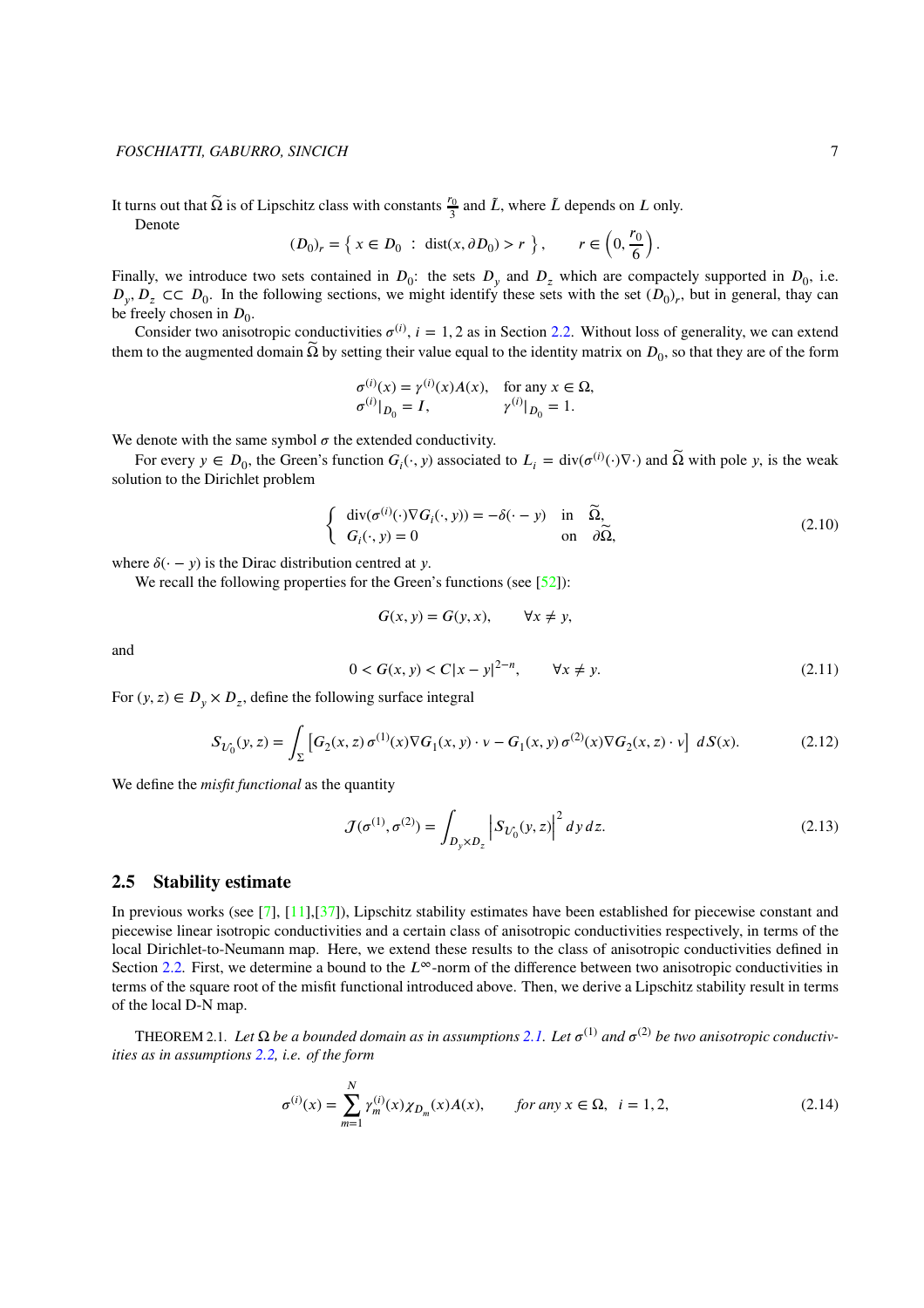It turns out that $\widetilde{\Omega}$ is of Lipschitz class with constants $\frac{r_0}{3}$ and $\tilde{L}$, where $\tilde{L}$ depends on $L$ only.

Denote

$$(D_0)_r = \left\{ x \in D_0 \ : \ \text{dist}(x, \partial D_0) > r \right\}, \qquad r \in \left(0, \frac{r_0}{6}\right).$$

Finally, we introduce two sets contained in $D_0$: the sets $D_y$ and $D_z$ which are compactly supported in $D_0$, i.e. $D_y, D_z \subset\subset D_0$. In the following sections, we might identify these sets with the set $(D_0)_r$, but in general, thay can be freely chosen in $D_0$.

Consider two anisotropic conductivities $\sigma^{(i)}$, $i = 1, 2$ as in Section 2.2. Without loss of generality, we can extend them to the augmented domain $\widetilde{\Omega}$ by setting their value equal to the identity matrix on $D_0$, so that they are of the form

$$\begin{array}{ll} \sigma^{(i)}(x) = \gamma^{(i)}(x)A(x), & \text{for any } x \in \Omega, \\ \sigma^{(i)}|_{D_0} = I, & \gamma^{(i)}|_{D_0} = 1. \end{array}$$

We denote with the same symbol $\sigma$ the extended conductivity.

For every $y \in D_0$, the Green's function $G_i(\cdot, y)$ associated to $L_i = \text{div}(\sigma^{(i)}(\cdot)\nabla\cdot)$ and $\widetilde{\Omega}$ with pole $y$, is the weak solution to the Dirichlet problem

$$\begin{cases} \text{div}(\sigma^{(i)}(\cdot)\nabla G_i(\cdot, y)) = -\delta(\cdot - y) & \text{in} \quad \widetilde{\Omega}, \\ G_i(\cdot, y) = 0 & \text{on} \quad \partial\widetilde{\Omega}, \end{cases} \tag{2.10}$$

where $\delta(\cdot - y)$ is the Dirac distribution centred at $y$.

We recall the following properties for the Green's functions (see [52]):

$$G(x, y) = G(y, x), \qquad \forall x \neq y,$$

and

$$0 < G(x, y) < C|x - y|^{2-n}, \qquad \forall x \neq y. \tag{2.11}$$

For $(y, z) \in D_y \times D_z$, define the following surface integral

$$S_{\mathcal{U}_0}(y, z) = \int_{\Sigma} \left[ G_2(x, z)\, \sigma^{(1)}(x) \nabla G_1(x, y) \cdot \nu - G_1(x, y)\, \sigma^{(2)}(x) \nabla G_2(x, z) \cdot \nu \right] \, dS(x). \tag{2.12}$$

We define the *misfit functional* as the quantity

$$\mathcal{J}(\sigma^{(1)}, \sigma^{(2)}) = \int_{D_y \times D_z} \left| S_{\mathcal{U}_0}(y, z) \right|^2 dy\, dz. \tag{2.13}$$

## 2.5 Stability estimate

In previous works (see [7], [11],[37]), Lipschitz stability estimates have been established for piecewise constant and piecewise linear isotropic conductivities and a certain class of anisotropic conductivities respectively, in terms of the local Dirichlet-to-Neumann map. Here, we extend these results to the class of anisotropic conductivities defined in Section 2.2. First, we determine a bound to the $L^\infty$-norm of the difference between two anisotropic conductivities in terms of the square root of the misfit functional introduced above. Then, we derive a Lipschitz stability result in terms of the local D-N map.

THEOREM 2.1. *Let $\Omega$ be a bounded domain as in assumptions 2.1. Let $\sigma^{(1)}$ and $\sigma^{(2)}$ be two anisotropic conductivities as in assumptions 2.2, i.e. of the form*

$$\sigma^{(i)}(x) = \sum_{m=1}^{N} \gamma_m^{(i)}(x) \chi_{D_m}(x) A(x), \qquad \textit{for any } x \in \Omega, \ \ i = 1, 2, \tag{2.14}$$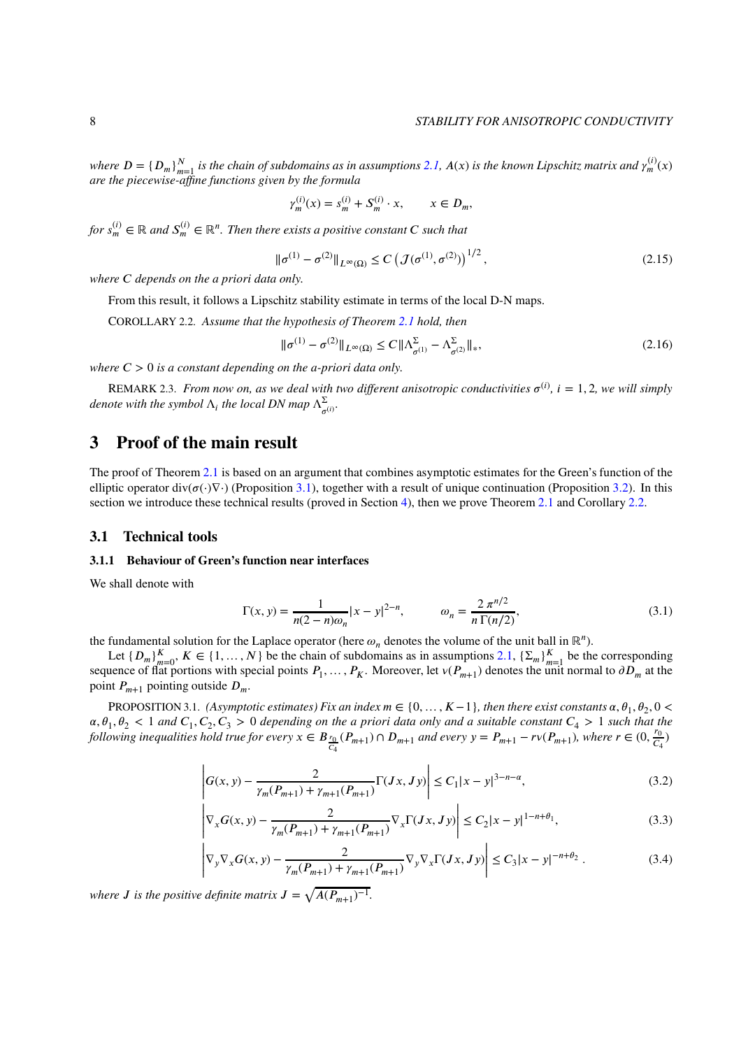*where $D = \{D_m\}_{m=1}^N$ is the chain of subdomains as in assumptions 2.1, $A(x)$ is the known Lipschitz matrix and $\gamma_m^{(i)}(x)$ are the piecewise-affine functions given by the formula*

$$\gamma_m^{(i)}(x) = s_m^{(i)} + S_m^{(i)} \cdot x, \qquad x \in D_m,$$

*for $s_m^{(i)} \in \mathbb{R}$ and $S_m^{(i)} \in \mathbb{R}^n$. Then there exists a positive constant $C$ such that*

$$\|\sigma^{(1)} - \sigma^{(2)}\|_{L^\infty(\Omega)} \leq C \left(\mathcal{J}(\sigma^{(1)}, \sigma^{(2)})\right)^{1/2}, \tag{2.15}$$

*where $C$ depends on the a priori data only.*

From this result, it follows a Lipschitz stability estimate in terms of the local D-N maps.

COROLLARY 2.2. *Assume that the hypothesis of Theorem 2.1 hold, then*

$$\|\sigma^{(1)} - \sigma^{(2)}\|_{L^\infty(\Omega)} \leq C\|\Lambda^\Sigma_{\sigma^{(1)}} - \Lambda^\Sigma_{\sigma^{(2)}}\|_*, \tag{2.16}$$

*where $C > 0$ is a constant depending on the a-priori data only.*

REMARK 2.3. *From now on, as we deal with two different anisotropic conductivities $\sigma^{(i)}$, $i = 1, 2$, we will simply denote with the symbol $\Lambda_i$ the local DN map $\Lambda^\Sigma_{\sigma^{(i)}}$.*

# 3 Proof of the main result

The proof of Theorem 2.1 is based on an argument that combines asymptotic estimates for the Green's function of the elliptic operator $\mathrm{div}(\sigma(\cdot)\nabla\cdot)$ (Proposition 3.1), together with a result of unique continuation (Proposition 3.2). In this section we introduce these technical results (proved in Section 4), then we prove Theorem 2.1 and Corollary 2.2.

## 3.1 Technical tools

### 3.1.1 Behaviour of Green's function near interfaces

We shall denote with

$$\Gamma(x, y) = \frac{1}{n(2-n)\omega_n}|x-y|^{2-n}, \qquad \omega_n = \frac{2\,\pi^{n/2}}{n\,\Gamma(n/2)}, \tag{3.1}$$

the fundamental solution for the Laplace operator (here $\omega_n$ denotes the volume of the unit ball in $\mathbb{R}^n$).

Let $\{D_m\}_{m=0}^K$, $K \in \{1, \ldots, N\}$ be the chain of subdomains as in assumptions 2.1, $\{\Sigma_m\}_{m=1}^K$ be the corresponding sequence of flat portions with special points $P_1, \ldots, P_K$. Moreover, let $\nu(P_{m+1})$ denotes the unit normal to $\partial D_m$ at the point $P_{m+1}$ pointing outside $D_m$.

PROPOSITION 3.1. *(Asymptotic estimates) Fix an index $m \in \{0, \ldots, K-1\}$, then there exist constants $\alpha, \theta_1, \theta_2$, $0 < \alpha, \theta_1, \theta_2 < 1$ and $C_1, C_2, C_3 > 0$ depending on the a priori data only and a suitable constant $C_4 > 1$ such that the following inequalities hold true for every $x \in B_{\frac{r_0}{C_4}}(P_{m+1}) \cap D_{m+1}$ and every $y = P_{m+1} - r\nu(P_{m+1})$, where $r \in (0, \frac{r_0}{C_4})$*

$$\left| G(x, y) - \frac{2}{\gamma_m(P_{m+1}) + \gamma_{m+1}(P_{m+1})}\Gamma(Jx, Jy) \right| \leq C_1|x-y|^{3-n-\alpha}, \tag{3.2}$$

$$\left| \nabla_x G(x, y) - \frac{2}{\gamma_m(P_{m+1}) + \gamma_{m+1}(P_{m+1})}\nabla_x\Gamma(Jx, Jy) \right| \leq C_2|x-y|^{1-n+\theta_1}, \tag{3.3}$$

$$\left| \nabla_y\nabla_x G(x, y) - \frac{2}{\gamma_m(P_{m+1}) + \gamma_{m+1}(P_{m+1})}\nabla_y\nabla_x\Gamma(Jx, Jy) \right| \leq C_3|x-y|^{-n+\theta_2}. \tag{3.4}$$

*where $J$ is the positive definite matrix $J = \sqrt{A(P_{m+1})^{-1}}$.*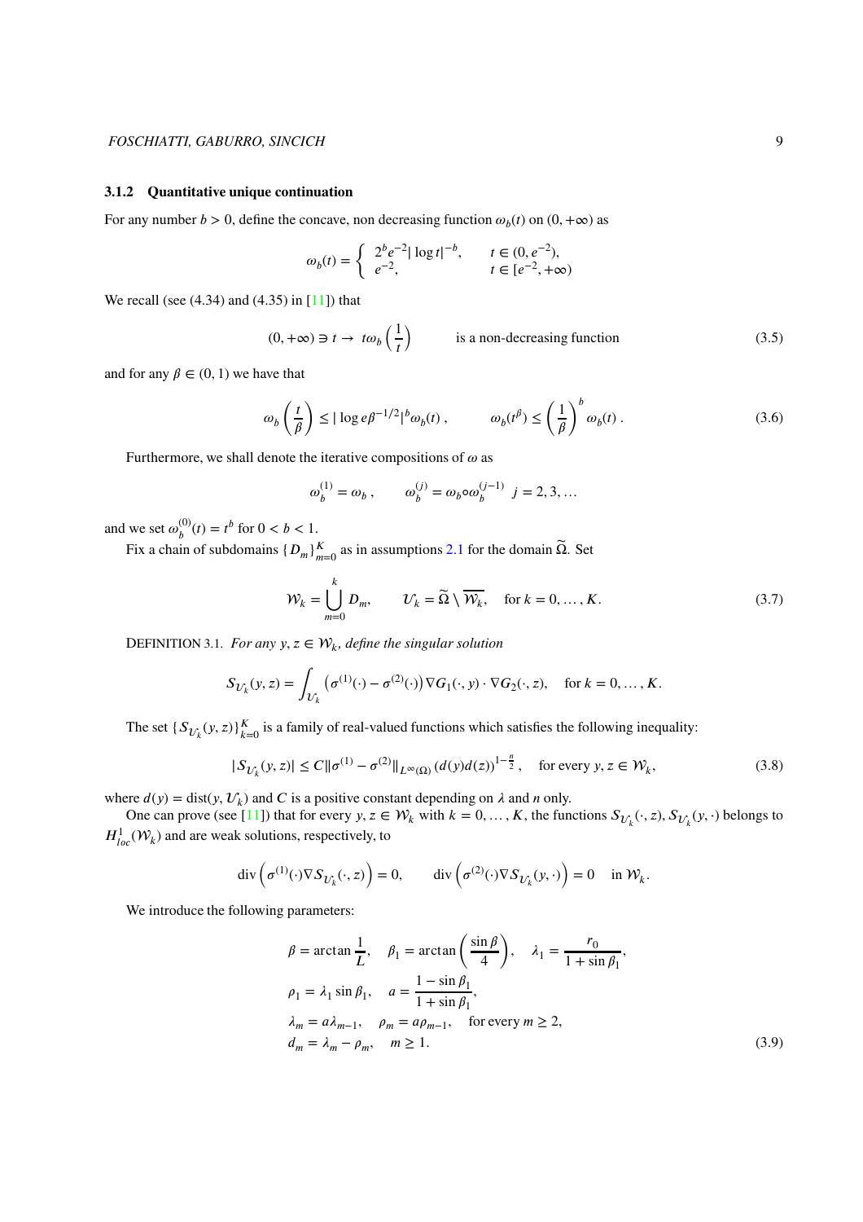### 3.1.2 Quantitative unique continuation

For any number $b > 0$, define the concave, non decreasing function $\omega_b(t)$ on $(0, +\infty)$ as

$$\omega_b(t) = \begin{cases} 2^b e^{-2} |\log t|^{-b}, & t \in (0, e^{-2}), \\ e^{-2}, & t \in [e^{-2}, +\infty) \end{cases}$$

We recall (see (4.34) and (4.35) in [11]) that

$$(0, +\infty) \ni t \to t\omega_b\left(\frac{1}{t}\right) \qquad \text{is a non-decreasing function} \tag{3.5}$$

and for any $\beta \in (0, 1)$ we have that

$$\omega_b\left(\frac{t}{\beta}\right) \leq |\log e\beta^{-1/2}|^b \omega_b(t)\,, \qquad \omega_b(t^\beta) \leq \left(\frac{1}{\beta}\right)^b \omega_b(t)\,. \tag{3.6}$$

Furthermore, we shall denote the iterative compositions of $\omega$ as

$$\omega_b^{(1)} = \omega_b\,, \qquad \omega_b^{(j)} = \omega_b \circ \omega_b^{(j-1)} \quad j = 2, 3, \ldots$$

and we set $\omega_b^{(0)}(t) = t^b$ for $0 < b < 1$.

Fix a chain of subdomains $\{D_m\}_{m=0}^K$ as in assumptions 2.1 for the domain $\widetilde{\Omega}$. Set

$$\mathcal{W}_k = \bigcup_{m=0}^{k} D_m, \qquad \mathcal{U}_k = \widetilde{\Omega} \setminus \overline{\mathcal{W}_k}, \quad \text{for } k = 0, \ldots, K. \tag{3.7}$$

DEFINITION 3.1. *For any $y, z \in \mathcal{W}_k$, define the singular solution*

$$S_{\mathcal{U}_k}(y, z) = \int_{\mathcal{U}_k} \left(\sigma^{(1)}(\cdot) - \sigma^{(2)}(\cdot)\right) \nabla G_1(\cdot, y) \cdot \nabla G_2(\cdot, z), \quad \text{for } k = 0, \ldots, K.$$

The set $\{S_{\mathcal{U}_k}(y, z)\}_{k=0}^K$ is a family of real-valued functions which satisfies the following inequality:

$$|S_{\mathcal{U}_k}(y, z)| \leq C \|\sigma^{(1)} - \sigma^{(2)}\|_{L^\infty(\Omega)} \left(d(y)d(z)\right)^{1-\frac{n}{2}}, \quad \text{for every } y, z \in \mathcal{W}_k, \tag{3.8}$$

where $d(y) = \mathrm{dist}(y, \mathcal{U}_k)$ and $C$ is a positive constant depending on $\lambda$ and $n$ only.

One can prove (see [11]) that for every $y, z \in \mathcal{W}_k$ with $k = 0, \ldots, K$, the functions $S_{\mathcal{U}_k}(\cdot, z), S_{\mathcal{U}_k}(y, \cdot)$ belongs to $H^1_{loc}(\mathcal{W}_k)$ and are weak solutions, respectively, to

$$\mathrm{div}\left(\sigma^{(1)}(\cdot) \nabla S_{\mathcal{U}_k}(\cdot, z)\right) = 0, \qquad \mathrm{div}\left(\sigma^{(2)}(\cdot) \nabla S_{\mathcal{U}_k}(y, \cdot)\right) = 0 \quad \text{in } \mathcal{W}_k.$$

We introduce the following parameters:

$$\begin{aligned}
&\beta = \arctan \frac{1}{L}, \quad \beta_1 = \arctan\left(\frac{\sin\beta}{4}\right), \quad \lambda_1 = \frac{r_0}{1 + \sin\beta_1}, \\
&\rho_1 = \lambda_1 \sin\beta_1, \quad a = \frac{1 - \sin\beta_1}{1 + \sin\beta_1}, \\
&\lambda_m = a\lambda_{m-1}, \quad \rho_m = a\rho_{m-1}, \quad \text{for every } m \geq 2, \\
&d_m = \lambda_m - \rho_m, \quad m \geq 1.
\end{aligned} \tag{3.9}$$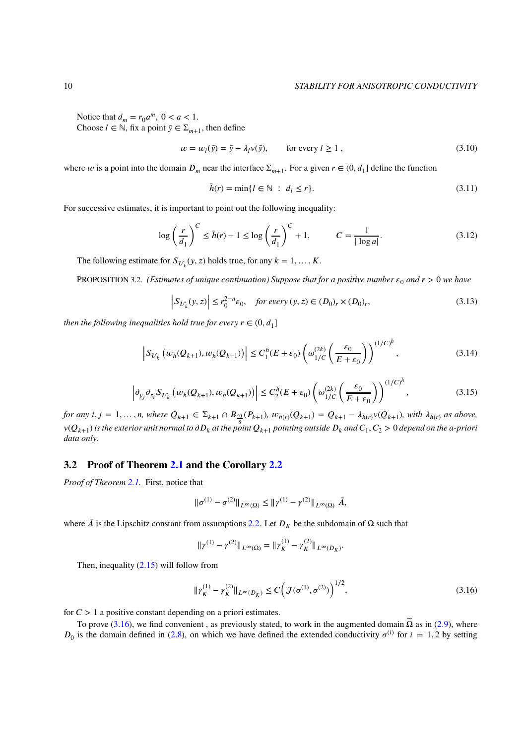Notice that $d_m = r_0 a^m,\ 0 < a < 1$.
Choose $l \in \mathbb{N}$, fix a point $\bar{y} \in \Sigma_{m+1}$, then define

$$
w = w_l(\bar{y}) = \bar{y} - \lambda_l \nu(\bar{y}), \qquad \text{for every } l \geq 1\ , \tag{3.10}
$$

where $w$ is a point into the domain $D_m$ near the interface $\Sigma_{m+1}$. For a given $r \in (0, d_1]$ define the function

$$
\bar{h}(r) = \min\{l \in \mathbb{N}\ :\ d_l \leq r\}. \tag{3.11}
$$

For successive estimates, it is important to point out the following inequality:

$$
\log\left(\frac{r}{d_1}\right)^C \leq \bar{h}(r) - 1 \leq \log\left(\frac{r}{d_1}\right)^C + 1, \qquad C = \frac{1}{|\log a|}. \tag{3.12}
$$

The following estimate for $S_{\mathcal{U}_k}(y,z)$ holds true, for any $k = 1, \dots, K$.

PROPOSITION 3.2. *(Estimates of unique continuation) Suppose that for a positive number $\epsilon_0$ and $r > 0$ we have*

$$
\left|S_{\mathcal{U}_k}(y,z)\right| \leq r_0^{2-n}\epsilon_0, \quad \text{for every } (y,z) \in (D_0)_r \times (D_0)_r, \tag{3.13}
$$

*then the following inequalities hold true for every $r \in (0, d_1]$*

$$
\left|S_{\mathcal{U}_k}\left(w_{\bar{h}}(Q_{k+1}), w_{\bar{h}}(Q_{k+1})\right)\right| \leq C_1^{\bar{h}}(E+\epsilon_0)\left(\omega_{1/C}^{(2k)}\left(\frac{\epsilon_0}{E+\epsilon_0}\right)\right)^{(1/C)^{\bar{h}}}, \tag{3.14}
$$

$$
\left|\partial_{y_j}\partial_{z_i} S_{\mathcal{U}_k}\left(w_{\bar{h}}(Q_{k+1}), w_{\bar{h}}(Q_{k+1})\right)\right| \leq C_2^{\bar{h}}(E+\epsilon_0)\left(\omega_{1/C}^{(2k)}\left(\frac{\epsilon_0}{E+\epsilon_0}\right)\right)^{(1/C)^{\bar{h}}}, \tag{3.15}
$$

*for any $i, j = 1, \dots, n$, where $Q_{k+1} \in \Sigma_{k+1} \cap B_{\frac{r_0}{8}}(P_{k+1})$, $w_{\bar{h}(r)}(Q_{k+1}) = Q_{k+1} - \lambda_{\bar{h}(r)}\nu(Q_{k+1})$, with $\lambda_{\bar{h}(r)}$ as above, $\nu(Q_{k+1})$ is the exterior unit normal to $\partial D_k$ at the point $Q_{k+1}$ pointing outside $D_k$ and $C_1, C_2 > 0$ depend on the a-priori data only.*

## 3.2 Proof of Theorem 2.1 and the Corollary 2.2

*Proof of Theorem 2.1.* First, notice that

$$
\|\sigma^{(1)} - \sigma^{(2)}\|_{L^\infty(\Omega)} \leq \|\gamma^{(1)} - \gamma^{(2)}\|_{L^\infty(\Omega)}\ \bar{A},
$$

where $\bar{A}$ is the Lipschitz constant from assumptions 2.2. Let $D_K$ be the subdomain of $\Omega$ such that

$$
\|\gamma^{(1)} - \gamma^{(2)}\|_{L^\infty(\Omega)} = \|\gamma_K^{(1)} - \gamma_K^{(2)}\|_{L^\infty(D_K)}.
$$

Then, inequality (2.15) will follow from

$$
\|\gamma_K^{(1)} - \gamma_K^{(2)}\|_{L^\infty(D_K)} \leq C\Big(\mathcal{J}(\sigma^{(1)}, \sigma^{(2)})\Big)^{1/2}, \tag{3.16}
$$

for $C > 1$ a positive constant depending on a priori estimates.

To prove (3.16), we find convenient , as previously stated, to work in the augmented domain $\widetilde{\Omega}$ as in (2.9), where $D_0$ is the domain defined in (2.8), on which we have defined the extended conductivity $\sigma^{(i)}$ for $i = 1, 2$ by setting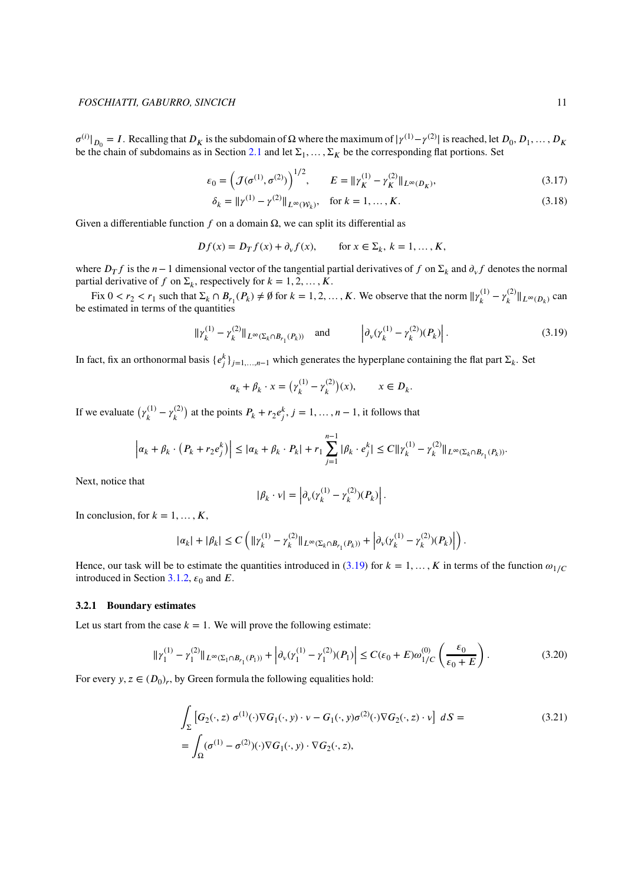$\sigma^{(i)}|_{D_0} = I$. Recalling that $D_K$ is the subdomain of $\Omega$ where the maximum of $|\gamma^{(1)}-\gamma^{(2)}|$ is reached, let $D_0, D_1, \dots, D_K$ be the chain of subdomains as in Section 2.1 and let $\Sigma_1, \dots, \Sigma_K$ be the corresponding flat portions. Set

$$\varepsilon_0 = \left(\mathcal{J}(\sigma^{(1)}, \sigma^{(2)})\right)^{1/2}, \qquad E = \|\gamma_K^{(1)} - \gamma_K^{(2)}\|_{L^\infty(D_K)}, \tag{3.17}$$

$$\delta_k = \|\gamma^{(1)} - \gamma^{(2)}\|_{L^\infty(\mathcal{W}_k)}, \quad \text{for } k = 1, \dots, K. \tag{3.18}$$

Given a differentiable function $f$ on a domain $\Omega$, we can split its differential as

$$Df(x) = D_T f(x) + \partial_\nu f(x), \qquad \text{for } x \in \Sigma_k,\ k = 1, \dots, K,$$

where $D_T f$ is the $n-1$ dimensional vector of the tangential partial derivatives of $f$ on $\Sigma_k$ and $\partial_\nu f$ denotes the normal partial derivative of $f$ on $\Sigma_k$, respectively for $k = 1, 2, \dots, K$.

Fix $0 < r_2 < r_1$ such that $\Sigma_k \cap B_{r_1}(P_k) \neq \emptyset$ for $k = 1, 2, \dots, K$. We observe that the norm $\|\gamma_k^{(1)} - \gamma_k^{(2)}\|_{L^\infty(D_k)}$ can be estimated in terms of the quantities

$$\|\gamma_k^{(1)} - \gamma_k^{(2)}\|_{L^\infty(\Sigma_k \cap B_{r_1}(P_k))} \quad \text{and} \qquad \left|\partial_\nu(\gamma_k^{(1)} - \gamma_k^{(2)})(P_k)\right|. \tag{3.19}$$

In fact, fix an orthonormal basis $\{e_j^k\}_{j=1,\dots,n-1}$ which generates the hyperplane containing the flat part $\Sigma_k$. Set

$$\alpha_k + \beta_k \cdot x = \left(\gamma_k^{(1)} - \gamma_k^{(2)}\right)(x), \qquad x \in D_k.$$

If we evaluate $\left(\gamma_k^{(1)} - \gamma_k^{(2)}\right)$ at the points $P_k + r_2 e_j^k$, $j = 1, \dots, n-1$, it follows that

$$\left|\alpha_k + \beta_k \cdot \left(P_k + r_2 e_j^k\right)\right| \le |\alpha_k + \beta_k \cdot P_k| + r_1 \sum_{j=1}^{n-1} |\beta_k \cdot e_j^k| \le C\|\gamma_k^{(1)} - \gamma_k^{(2)}\|_{L^\infty(\Sigma_k \cap B_{r_1}(P_k))}.$$

Next, notice that

$$|\beta_k \cdot \nu| = \left|\partial_\nu(\gamma_k^{(1)} - \gamma_k^{(2)})(P_k)\right|.$$

In conclusion, for $k = 1, \dots, K$,

$$|\alpha_k| + |\beta_k| \le C\left(\|\gamma_k^{(1)} - \gamma_k^{(2)}\|_{L^\infty(\Sigma_k \cap B_{r_1}(P_k))} + \left|\partial_\nu(\gamma_k^{(1)} - \gamma_k^{(2)})(P_k)\right|\right).$$

Hence, our task will be to estimate the quantities introduced in (3.19) for $k = 1, \dots, K$ in terms of the function $\omega_{1/C}$ introduced in Section 3.1.2, $\varepsilon_0$ and $E$.

#### 3.2.1 Boundary estimates

Let us start from the case $k = 1$. We will prove the following estimate:

$$\|\gamma_1^{(1)} - \gamma_1^{(2)}\|_{L^\infty(\Sigma_1 \cap B_{r_1}(P_1))} + \left|\partial_\nu(\gamma_1^{(1)} - \gamma_1^{(2)})(P_1)\right| \le C(\varepsilon_0 + E)\omega_{1/C}^{(0)}\left(\frac{\varepsilon_0}{\varepsilon_0 + E}\right). \tag{3.20}$$

For every $y, z \in (D_0)_r$, by Green formula the following equalities hold:

$$\begin{aligned}
&\int_\Sigma \left[G_2(\cdot, z)\ \sigma^{(1)}(\cdot)\nabla G_1(\cdot, y) \cdot \nu - G_1(\cdot, y)\sigma^{(2)}(\cdot)\nabla G_2(\cdot, z) \cdot \nu\right]\ dS = \\
&= \int_\Omega (\sigma^{(1)} - \sigma^{(2)})(\cdot)\nabla G_1(\cdot, y) \cdot \nabla G_2(\cdot, z),
\end{aligned} \tag{3.21}$$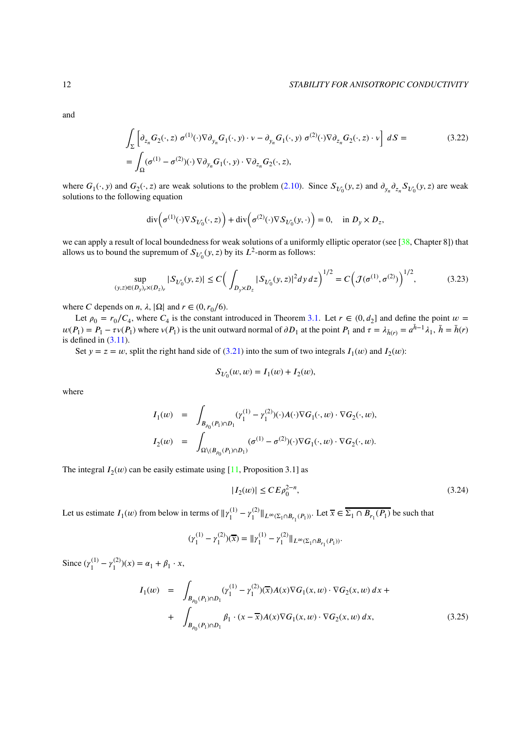and

$$
\begin{aligned}
&\int_\Sigma \left[\partial_{z_n} G_2(\cdot, z)\ \sigma^{(1)}(\cdot)\nabla\partial_{y_n} G_1(\cdot, y)\cdot\nu - \partial_{y_n} G_1(\cdot, y)\ \sigma^{(2)}(\cdot)\nabla\partial_{z_n} G_2(\cdot, z)\cdot\nu\right]\ dS = \\
&= \int_\Omega (\sigma^{(1)} - \sigma^{(2)})(\cdot)\, \nabla\partial_{y_n} G_1(\cdot, y)\cdot\nabla\partial_{z_n} G_2(\cdot, z),
\end{aligned}
\tag{3.22}
$$

where $G_1(\cdot, y)$ and $G_2(\cdot, z)$ are weak solutions to the problem (2.10). Since $S_{\mathcal{U}_0}(y, z)$ and $\partial_{y_n}\partial_{z_n} S_{\mathcal{U}_0}(y, z)$ are weak solutions to the following equation

$$
\mathrm{div}\Big(\sigma^{(1)}(\cdot)\nabla S_{\mathcal{U}_0}(\cdot, z)\Big) + \mathrm{div}\Big(\sigma^{(2)}(\cdot)\nabla S_{\mathcal{U}_0}(y, \cdot)\Big) = 0, \quad \text{in } D_y\times D_z,
$$

we can apply a result of local boundedness for weak solutions of a uniformly elliptic operator (see [38, Chapter 8]) that allows us to bound the supremum of $S_{\mathcal{U}_0}(y, z)$ by its $L^2$-norm as follows:

$$
\sup_{(y,z)\in(D_y)_r\times(D_z)_r} |S_{\mathcal{U}_0}(y, z)| \le C\Big(\int_{D_y\times D_z} |S_{\mathcal{U}_0}(y, z)|^2 dy\, dz\Big)^{1/2} = C\Big(\mathcal{J}(\sigma^{(1)}, \sigma^{(2)})\Big)^{1/2},
\tag{3.23}
$$

where $C$ depends on $n$, $\lambda$, $|\Omega|$ and $r \in (0, r_0/6)$.

Let $\rho_0 = r_0/C_4$, where $C_4$ is the constant introduced in Theorem 3.1. Let $r \in (0, d_2]$ and define the point $w = w(P_1) = P_1 - \tau\nu(P_1)$ where $\nu(P_1)$ is the unit outward normal of $\partial D_1$ at the point $P_1$ and $\tau = \lambda_{\bar{h}(r)} = a^{\bar{h}-1}\lambda_1$, $\bar{h} = \bar{h}(r)$ is defined in (3.11).

Set $y = z = w$, split the right hand side of (3.21) into the sum of two integrals $I_1(w)$ and $I_2(w)$:

$$
S_{\mathcal{U}_0}(w, w) = I_1(w) + I_2(w),
$$

where

$$
\begin{aligned}
I_1(w) &= \int_{B_{\rho_0}(P_1)\cap D_1} (\gamma_1^{(1)} - \gamma_1^{(2)})(\cdot) A(\cdot)\nabla G_1(\cdot, w)\cdot\nabla G_2(\cdot, w), \\
I_2(w) &= \int_{\Omega\setminus(B_{\rho_0}(P_1)\cap D_1)} (\sigma^{(1)} - \sigma^{(2)})(\cdot)\nabla G_1(\cdot, w)\cdot\nabla G_2(\cdot, w).
\end{aligned}
$$

The integral $I_2(w)$ can be easily estimate using [11, Proposition 3.1] as

$$
|I_2(w)| \le CE\rho_0^{2-n},
\tag{3.24}
$$

Let us estimate $I_1(w)$ from below in terms of $\|\gamma_1^{(1)} - \gamma_1^{(2)}\|_{L^\infty(\Sigma_1\cap B_{r_1}(P_1))}$. Let $\overline{x} \in \overline{\Sigma_1 \cap B_{r_1}(P_1)}$ be such that

$$
(\gamma_1^{(1)} - \gamma_1^{(2)})(\overline{x}) = \|\gamma_1^{(1)} - \gamma_1^{(2)}\|_{L^\infty(\Sigma_1\cap B_{r_1}(P_1))}.
$$

Since $(\gamma_1^{(1)} - \gamma_1^{(2)})(x) = \alpha_1 + \beta_1\cdot x$,

$$
\begin{aligned}
I_1(w) &= \int_{B_{\rho_0}(P_1)\cap D_1} (\gamma_1^{(1)} - \gamma_1^{(2)})(\overline{x}) A(x)\nabla G_1(x, w)\cdot\nabla G_2(x, w)\, dx + \\
&+ \int_{B_{\rho_0}(P_1)\cap D_1} \beta_1\cdot(x - \overline{x}) A(x)\nabla G_1(x, w)\cdot\nabla G_2(x, w)\, dx,
\end{aligned}
\tag{3.25}
$$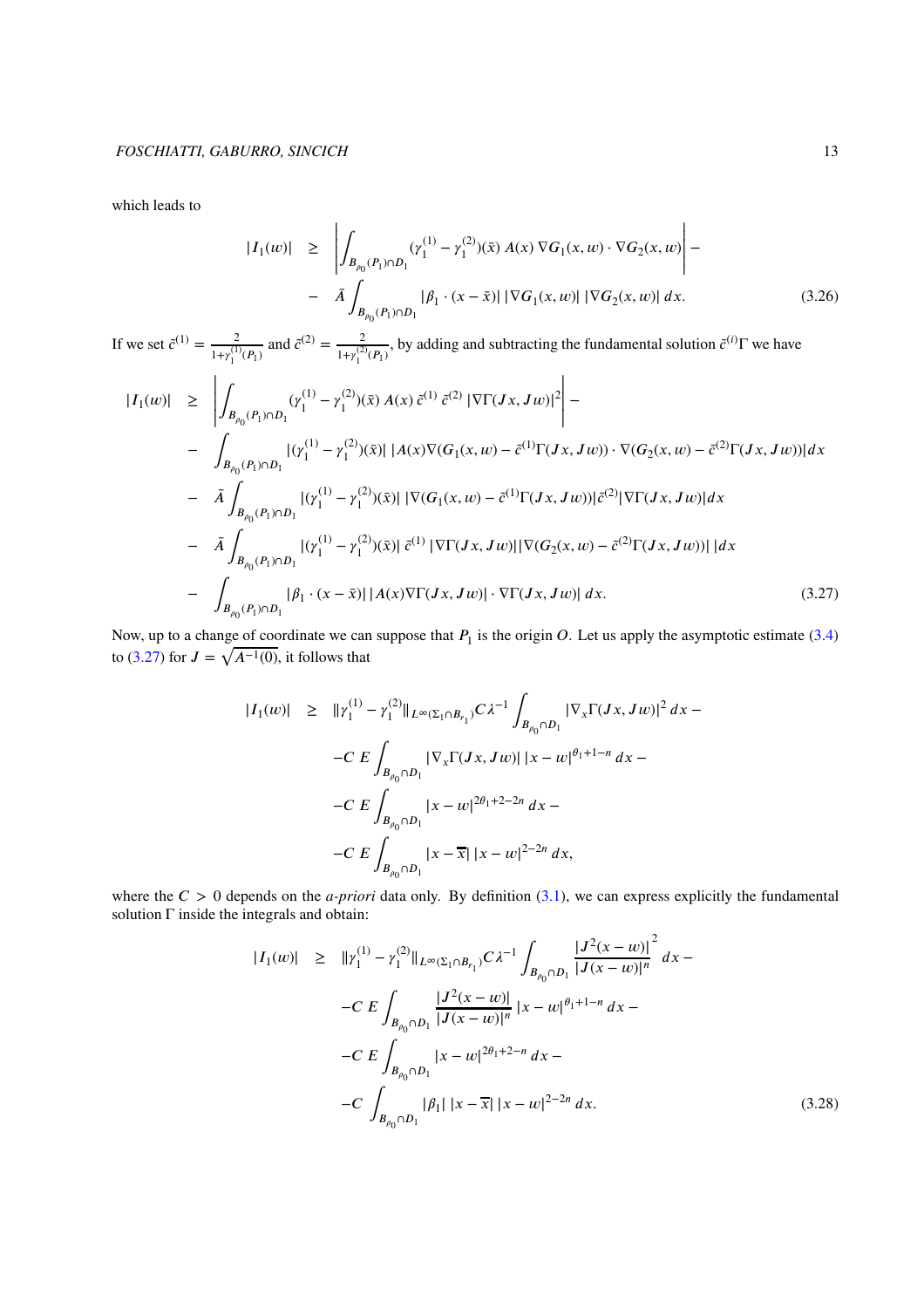which leads to

$$
\begin{aligned}
|I_1(w)| \quad &\geq \quad \left| \int_{B_{\rho_0}(P_1)\cap D_1} (\gamma_1^{(1)} - \gamma_1^{(2)})(\bar{x})\, A(x)\, \nabla G_1(x,w) \cdot \nabla G_2(x,w) \right| - \\
&- \quad \bar{A} \int_{B_{\rho_0}(P_1)\cap D_1} |\beta_1 \cdot (x - \bar{x})|\, |\nabla G_1(x,w)|\, |\nabla G_2(x,w)|\, dx. \qquad (3.26)
\end{aligned}
$$

If we set $\bar{c}^{(1)} = \frac{2}{1+\gamma_1^{(1)}(P_1)}$ and $\bar{c}^{(2)} = \frac{2}{1+\gamma_1^{(2)}(P_1)}$, by adding and subtracting the fundamental solution $\bar{c}^{(i)}\Gamma$ we have

$$
\begin{aligned}
|I_1(w)| \quad \geq \quad & \left| \int_{B_{\rho_0}(P_1)\cap D_1} (\gamma_1^{(1)} - \gamma_1^{(2)})(\bar{x})\, A(x)\, \bar{c}^{(1)}\, \bar{c}^{(2)}\, |\nabla \Gamma(Jx, Jw)|^2 \right| - \\
- \quad & \int_{B_{\rho_0}(P_1)\cap D_1} |(\gamma_1^{(1)} - \gamma_1^{(2)})(\bar{x})|\, |A(x) \nabla (G_1(x,w) - \bar{c}^{(1)}\Gamma(Jx,Jw)) \cdot \nabla (G_2(x,w) - \bar{c}^{(2)}\Gamma(Jx,Jw))| dx \\
- \quad & \bar{A} \int_{B_{\rho_0}(P_1)\cap D_1} |(\gamma_1^{(1)} - \gamma_1^{(2)})(\bar{x})|\, |\nabla (G_1(x,w) - \bar{c}^{(1)}\Gamma(Jx,Jw))| \bar{c}^{(2)} |\nabla \Gamma(Jx,Jw)| dx \\
- \quad & \bar{A} \int_{B_{\rho_0}(P_1)\cap D_1} |(\gamma_1^{(1)} - \gamma_1^{(2)})(\bar{x})|\, \bar{c}^{(1)}\, |\nabla \Gamma(Jx,Jw)| |\nabla (G_2(x,w) - \bar{c}^{(2)}\Gamma(Jx,Jw))|\, |dx \\
- \quad & \int_{B_{\rho_0}(P_1)\cap D_1} |\beta_1 \cdot (x - \bar{x})|\, |A(x) \nabla \Gamma(Jx,Jw)| \cdot \nabla \Gamma(Jx,Jw)|\, dx. \qquad (3.27)
\end{aligned}
$$

Now, up to a change of coordinate we can suppose that $P_1$ is the origin $O$. Let us apply the asymptotic estimate (3.4) to (3.27) for $J = \sqrt{A^{-1}(0)}$, it follows that

$$
\begin{aligned}
|I_1(w)| \quad \geq \quad & \|\gamma_1^{(1)} - \gamma_1^{(2)}\|_{L^\infty(\Sigma_1 \cap B_{r_1})} C \lambda^{-1} \int_{B_{\rho_0}\cap D_1} |\nabla_x \Gamma(Jx,Jw)|^2\, dx - \\
& - C\, E \int_{B_{\rho_0}\cap D_1} |\nabla_x \Gamma(Jx,Jw)|\, |x - w|^{\theta_1 + 1 - n}\, dx - \\
& - C\, E \int_{B_{\rho_0}\cap D_1} |x - w|^{2\theta_1 + 2 - 2n}\, dx - \\
& - C\, E \int_{B_{\rho_0}\cap D_1} |x - \overline{x}|\, |x - w|^{2-2n}\, dx,
\end{aligned}
$$

where the $C > 0$ depends on the *a-priori* data only. By definition (3.1), we can express explicitly the fundamental solution $\Gamma$ inside the integrals and obtain:

$$
\begin{aligned}
|I_1(w)| \quad \geq \quad & \|\gamma_1^{(1)} - \gamma_1^{(2)}\|_{L^\infty(\Sigma_1 \cap B_{r_1})} C \lambda^{-1} \int_{B_{\rho_0}\cap D_1} \frac{|J^2(x-w)|}{|J(x-w)|^n}^2\, dx - \\
& - C\, E \int_{B_{\rho_0}\cap D_1} \frac{|J^2(x-w)|}{|J(x-w)|^n}\, |x - w|^{\theta_1 + 1 - n}\, dx - \\
& - C\, E \int_{B_{\rho_0}\cap D_1} |x - w|^{2\theta_1 + 2 - n}\, dx - \\
& - C \int_{B_{\rho_0}\cap D_1} |\beta_1|\, |x - \overline{x}|\, |x - w|^{2-2n}\, dx. \qquad (3.28)
\end{aligned}
$$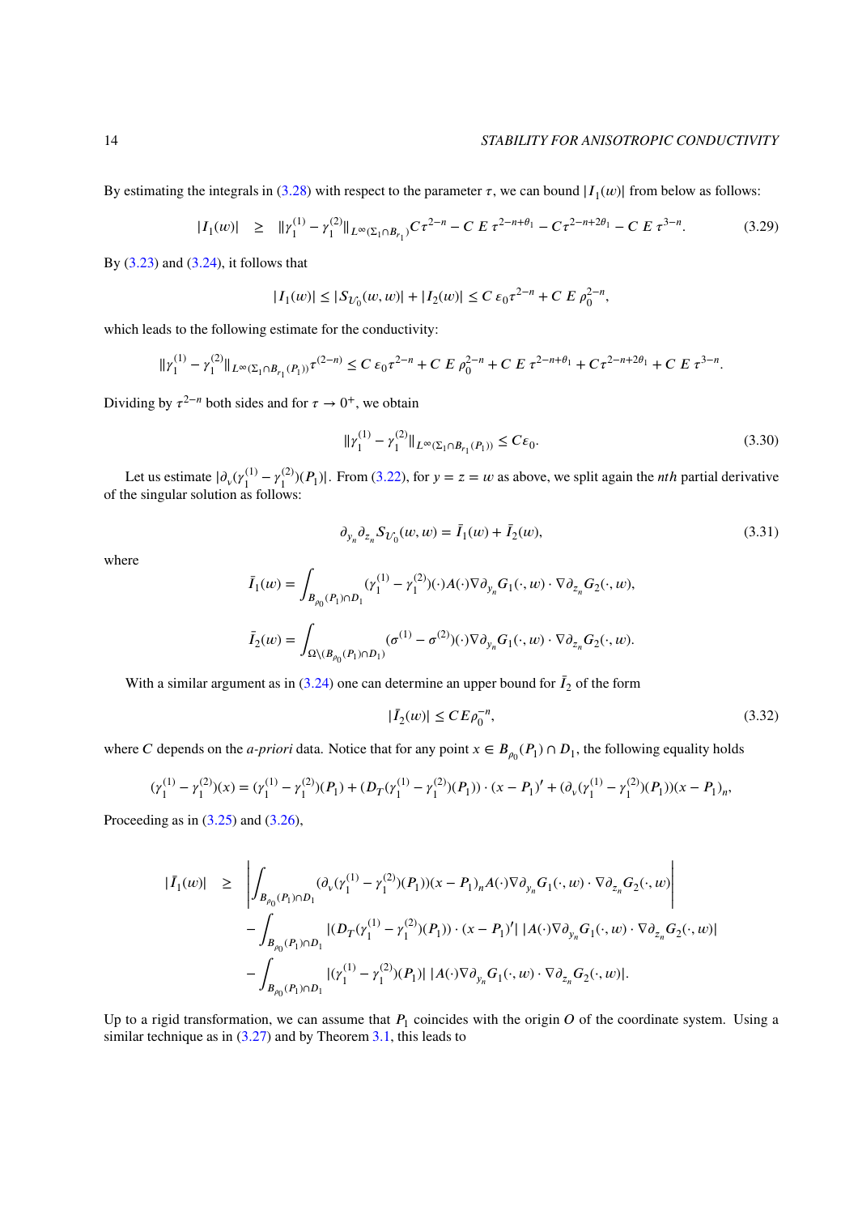By estimating the integrals in (3.28) with respect to the parameter $\tau$, we can bound $|I_1(w)|$ from below as follows:

$$|I_1(w)| \quad \geq \quad \|\gamma_1^{(1)} - \gamma_1^{(2)}\|_{L^\infty(\Sigma_1 \cap B_{r_1})} C\tau^{2-n} - C\ E\ \tau^{2-n+\theta_1} - C\tau^{2-n+2\theta_1} - C\ E\ \tau^{3-n}. \tag{3.29}$$

By (3.23) and (3.24), it follows that

$$|I_1(w)| \leq |S_{\mathcal{U}_0}(w,w)| + |I_2(w)| \leq C\ \varepsilon_0 \tau^{2-n} + C\ E\ \rho_0^{2-n},$$

which leads to the following estimate for the conductivity:

$$\|\gamma_1^{(1)} - \gamma_1^{(2)}\|_{L^\infty(\Sigma_1 \cap B_{r_1}(P_1))} \tau^{(2-n)} \leq C\ \varepsilon_0 \tau^{2-n} + C\ E\ \rho_0^{2-n} + C\ E\ \tau^{2-n+\theta_1} + C\tau^{2-n+2\theta_1} + C\ E\ \tau^{3-n}.$$

Dividing by $\tau^{2-n}$ both sides and for $\tau \to 0^+$, we obtain

$$\|\gamma_1^{(1)} - \gamma_1^{(2)}\|_{L^\infty(\Sigma_1 \cap B_{r_1}(P_1))} \leq C\varepsilon_0. \tag{3.30}$$

Let us estimate $|\partial_\nu(\gamma_1^{(1)} - \gamma_1^{(2)})(P_1)|$. From (3.22), for $y = z = w$ as above, we split again the *nth* partial derivative of the singular solution as follows:

$$\partial_{y_n}\partial_{z_n} S_{\mathcal{U}_0}(w,w) = \bar{I}_1(w) + \bar{I}_2(w), \tag{3.31}$$

where

$$\bar{I}_1(w) = \int_{B_{\rho_0}(P_1)\cap D_1} (\gamma_1^{(1)} - \gamma_1^{(2)})(\cdot) A(\cdot) \nabla \partial_{y_n} G_1(\cdot, w) \cdot \nabla \partial_{z_n} G_2(\cdot, w),$$

$$\bar{I}_2(w) = \int_{\Omega \setminus (B_{\rho_0}(P_1)\cap D_1)} (\sigma^{(1)} - \sigma^{(2)})(\cdot) \nabla \partial_{y_n} G_1(\cdot, w) \cdot \nabla \partial_{z_n} G_2(\cdot, w).$$

With a similar argument as in (3.24) one can determine an upper bound for $\bar{I}_2$ of the form

$$|\bar{I}_2(w)| \leq CE\rho_0^{-n}, \tag{3.32}$$

where $C$ depends on the *a-priori* data. Notice that for any point $x \in B_{\rho_0}(P_1) \cap D_1$, the following equality holds

$$(\gamma_1^{(1)} - \gamma_1^{(2)})(x) = (\gamma_1^{(1)} - \gamma_1^{(2)})(P_1) + (D_T(\gamma_1^{(1)} - \gamma_1^{(2)})(P_1)) \cdot (x - P_1)' + (\partial_\nu(\gamma_1^{(1)} - \gamma_1^{(2)})(P_1))(x - P_1)_n,$$

Proceeding as in (3.25) and (3.26),

$$\begin{aligned}
|\bar{I}_1(w)| \quad \geq \quad & \left| \int_{B_{\rho_0}(P_1)\cap D_1} (\partial_\nu(\gamma_1^{(1)} - \gamma_1^{(2)})(P_1))(x - P_1)_n A(\cdot) \nabla \partial_{y_n} G_1(\cdot, w) \cdot \nabla \partial_{z_n} G_2(\cdot, w) \right| \\
& - \int_{B_{\rho_0}(P_1)\cap D_1} |(D_T(\gamma_1^{(1)} - \gamma_1^{(2)})(P_1)) \cdot (x - P_1)'|\ |A(\cdot) \nabla \partial_{y_n} G_1(\cdot, w) \cdot \nabla \partial_{z_n} G_2(\cdot, w)| \\
& - \int_{B_{\rho_0}(P_1)\cap D_1} |(\gamma_1^{(1)} - \gamma_1^{(2)})(P_1)|\ |A(\cdot) \nabla \partial_{y_n} G_1(\cdot, w) \cdot \nabla \partial_{z_n} G_2(\cdot, w)|.
\end{aligned}$$

Up to a rigid transformation, we can assume that $P_1$ coincides with the origin $O$ of the coordinate system. Using a similar technique as in (3.27) and by Theorem 3.1, this leads to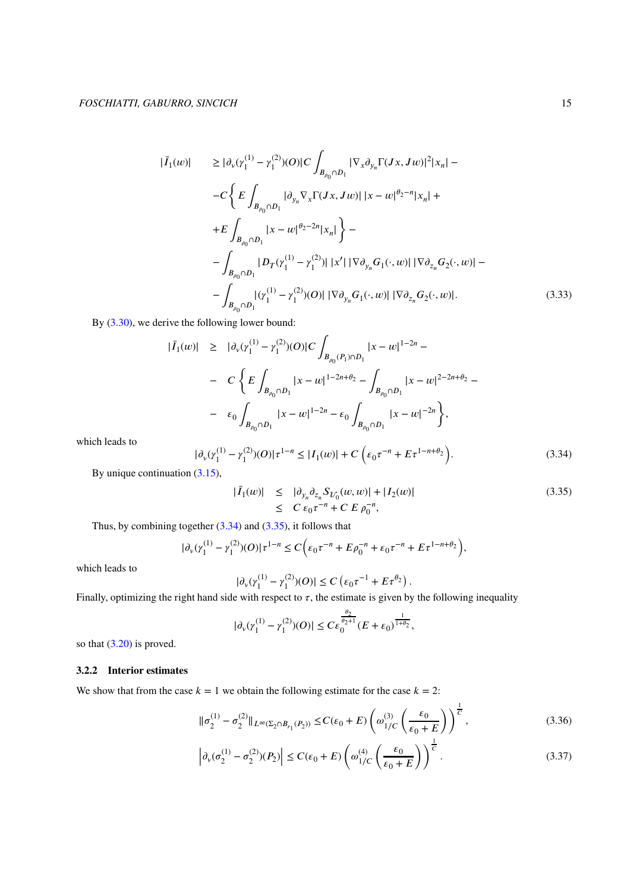$$
\begin{aligned}
|\bar{I}_1(w)| \quad & \geq |\partial_\nu(\gamma_1^{(1)} - \gamma_1^{(2)})(O)| C \int_{B_{\rho_0}\cap D_1} |\nabla_x \partial_{y_n} \Gamma(Jx, Jw)|^2 |x_n| - \\
& - C\Big\{ E \int_{B_{\rho_0}\cap D_1} |\partial_{y_n} \nabla_x \Gamma(Jx, Jw)|\, |x-w|^{\theta_2 - n} |x_n| + \\
& + E \int_{B_{\rho_0}\cap D_1} |x-w|^{\theta_2 - 2n} |x_n| \Big\} - \\
& - \int_{B_{\rho_0}\cap D_1} |D_T(\gamma_1^{(1)} - \gamma_1^{(2)})|\, |x'|\, |\nabla \partial_{y_n} G_1(\cdot, w)|\, |\nabla \partial_{z_n} G_2(\cdot, w)| - \\
& - \int_{B_{\rho_0}\cap D_1} |(\gamma_1^{(1)} - \gamma_1^{(2)})(O)|\, |\nabla \partial_{y_n} G_1(\cdot, w)|\, |\nabla \partial_{z_n} G_2(\cdot, w)|. \qquad (3.33)
\end{aligned}
$$

By (3.30), we derive the following lower bound:

$$
\begin{aligned}
|\bar{I}_1(w)| \quad \geq \quad & |\partial_\nu(\gamma_1^{(1)} - \gamma_1^{(2)})(O)| C \int_{B_{\rho_0}(P_1)\cap D_1} |x-w|^{1-2n} - \\
- \quad & C \left\{ E \int_{B_{\rho_0}\cap D_1} |x-w|^{1-2n+\theta_2} - \int_{B_{\rho_0}\cap D_1} |x-w|^{2-2n+\theta_2} - \right. \\
- \quad & \left. \varepsilon_0 \int_{B_{\rho_0}\cap D_1} |x-w|^{1-2n} - \varepsilon_0 \int_{B_{\rho_0}\cap D_1} |x-w|^{-2n} \right\},
\end{aligned}
$$

which leads to

$$
|\partial_\nu(\gamma_1^{(1)} - \gamma_1^{(2)})(O)| \tau^{1-n} \leq |I_1(w)| + C\left( \varepsilon_0 \tau^{-n} + E \tau^{1-n+\theta_2} \right). \qquad (3.34)
$$

By unique continuation (3.15),

$$
\begin{aligned}
|\bar{I}_1(w)| \quad & \leq \quad |\partial_{y_n} \partial_{z_n} S_{\mathcal{U}_0}(w, w)| + |I_2(w)| \\
& \leq \quad C\, \varepsilon_0 \tau^{-n} + C\, E\, \rho_0^{-n},
\end{aligned} \qquad (3.35)
$$

Thus, by combining together (3.34) and (3.35), it follows that

$$
|\partial_\nu(\gamma_1^{(1)} - \gamma_1^{(2)})(O)| \tau^{1-n} \leq C\Big( \varepsilon_0 \tau^{-n} + E \rho_0^{-n} + \varepsilon_0 \tau^{-n} + E \tau^{1-n+\theta_2} \Big),
$$

which leads to

$$
|\partial_\nu(\gamma_1^{(1)} - \gamma_1^{(2)})(O)| \leq C\left( \varepsilon_0 \tau^{-1} + E \tau^{\theta_2} \right).
$$

Finally, optimizing the right hand side with respect to $\tau$, the estimate is given by the following inequality

$$
|\partial_\nu(\gamma_1^{(1)} - \gamma_1^{(2)})(O)| \leq C \varepsilon_0^{\frac{\theta_2}{\theta_2+1}} (E + \varepsilon_0)^{\frac{1}{1+\theta_2}},
$$

so that (3.20) is proved.

### 3.2.2 Interior estimates

We show that from the case $k=1$ we obtain the following estimate for the case $k=2$:

$$
\|\sigma_2^{(1)} - \sigma_2^{(2)}\|_{L^\infty(\Sigma_2 \cap B_{r_1}(P_2))} \leq C(\varepsilon_0 + E) \left( \omega_{1/C}^{(3)} \left( \frac{\varepsilon_0}{\varepsilon_0 + E} \right) \right)^{\frac{1}{C}}, \qquad (3.36)
$$

$$
\left| \partial_\nu(\sigma_2^{(1)} - \sigma_2^{(2)})(P_2) \right| \leq C(\varepsilon_0 + E) \left( \omega_{1/C}^{(4)} \left( \frac{\varepsilon_0}{\varepsilon_0 + E} \right) \right)^{\frac{1}{C}}. \qquad (3.37)
$$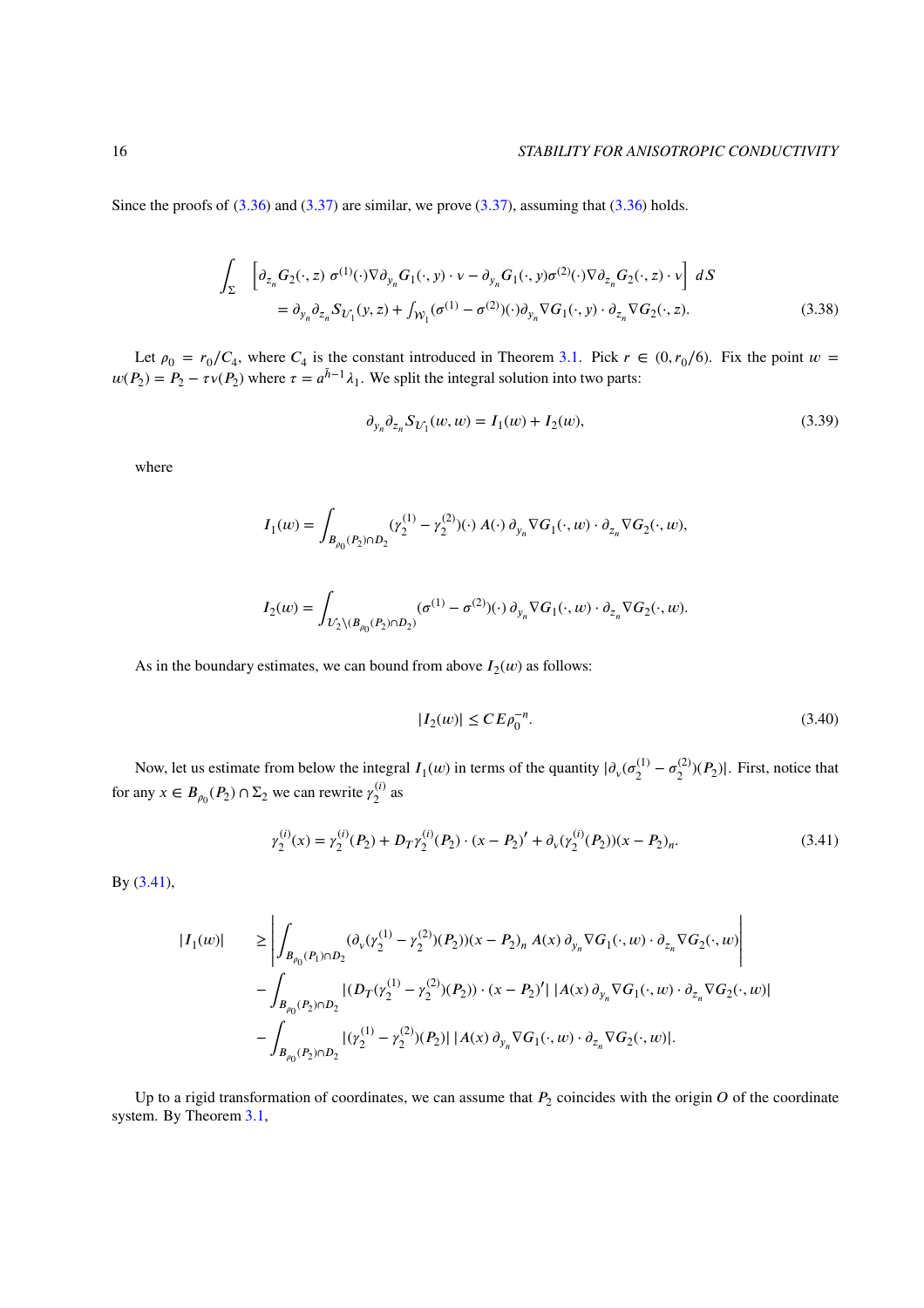Since the proofs of (3.36) and (3.37) are similar, we prove (3.37), assuming that (3.36) holds.

$$\int_{\Sigma} \left[\partial_{z_n} G_2(\cdot,z)\ \sigma^{(1)}(\cdot)\nabla\partial_{y_n} G_1(\cdot,y)\cdot\nu - \partial_{y_n} G_1(\cdot,y)\sigma^{(2)}(\cdot)\nabla\partial_{z_n} G_2(\cdot,z)\cdot\nu\right]\ dS$$
$$= \partial_{y_n}\partial_{z_n} S_{\mathcal{U}_1}(y,z) + \int_{\mathcal{W}_1}(\sigma^{(1)}-\sigma^{(2)})(\cdot)\partial_{y_n}\nabla G_1(\cdot,y)\cdot\partial_{z_n}\nabla G_2(\cdot,z). \tag{3.38}$$

Let $\rho_0 = r_0/C_4$, where $C_4$ is the constant introduced in Theorem 3.1. Pick $r \in (0, r_0/6)$. Fix the point $w = w(P_2) = P_2 - \tau\nu(P_2)$ where $\tau = a^{\bar{h}-1}\lambda_1$. We split the integral solution into two parts:

$$\partial_{y_n}\partial_{z_n} S_{\mathcal{U}_1}(w,w) = I_1(w) + I_2(w), \tag{3.39}$$

where

$$I_1(w) = \int_{B_{\rho_0}(P_2)\cap D_2} (\gamma_2^{(1)}-\gamma_2^{(2)})(\cdot)\ A(\cdot)\ \partial_{y_n}\nabla G_1(\cdot,w)\cdot\partial_{z_n}\nabla G_2(\cdot,w),$$

$$I_2(w) = \int_{\mathcal{U}_2\setminus(B_{\rho_0}(P_2)\cap D_2)} (\sigma^{(1)}-\sigma^{(2)})(\cdot)\ \partial_{y_n}\nabla G_1(\cdot,w)\cdot\partial_{z_n}\nabla G_2(\cdot,w).$$

As in the boundary estimates, we can bound from above $I_2(w)$ as follows:

$$|I_2(w)| \le CE\rho_0^{-n}. \tag{3.40}$$

Now, let us estimate from below the integral $I_1(w)$ in terms of the quantity $|\partial_\nu(\sigma_2^{(1)}-\sigma_2^{(2)})(P_2)|$. First, notice that for any $x \in B_{\rho_0}(P_2)\cap\Sigma_2$ we can rewrite $\gamma_2^{(i)}$ as

$$\gamma_2^{(i)}(x) = \gamma_2^{(i)}(P_2) + D_T\gamma_2^{(i)}(P_2)\cdot(x-P_2)' + \partial_\nu(\gamma_2^{(i)}(P_2))(x-P_2)_n. \tag{3.41}$$

By (3.41),

$$\begin{aligned}
|I_1(w)| \quad &\ge \left|\int_{B_{\rho_0}(P_1)\cap D_2} (\partial_\nu(\gamma_2^{(1)}-\gamma_2^{(2)})(P_2))(x-P_2)_n\ A(x)\ \partial_{y_n}\nabla G_1(\cdot,w)\cdot\partial_{z_n}\nabla G_2(\cdot,w)\right| \\
&- \int_{B_{\rho_0}(P_2)\cap D_2} |(D_T(\gamma_2^{(1)}-\gamma_2^{(2)})(P_2))\cdot(x-P_2)'|\ |A(x)\ \partial_{y_n}\nabla G_1(\cdot,w)\cdot\partial_{z_n}\nabla G_2(\cdot,w)| \\
&- \int_{B_{\rho_0}(P_2)\cap D_2} |(\gamma_2^{(1)}-\gamma_2^{(2)})(P_2)|\ |A(x)\ \partial_{y_n}\nabla G_1(\cdot,w)\cdot\partial_{z_n}\nabla G_2(\cdot,w)|.
\end{aligned}$$

Up to a rigid transformation of coordinates, we can assume that $P_2$ coincides with the origin $O$ of the coordinate system. By Theorem 3.1,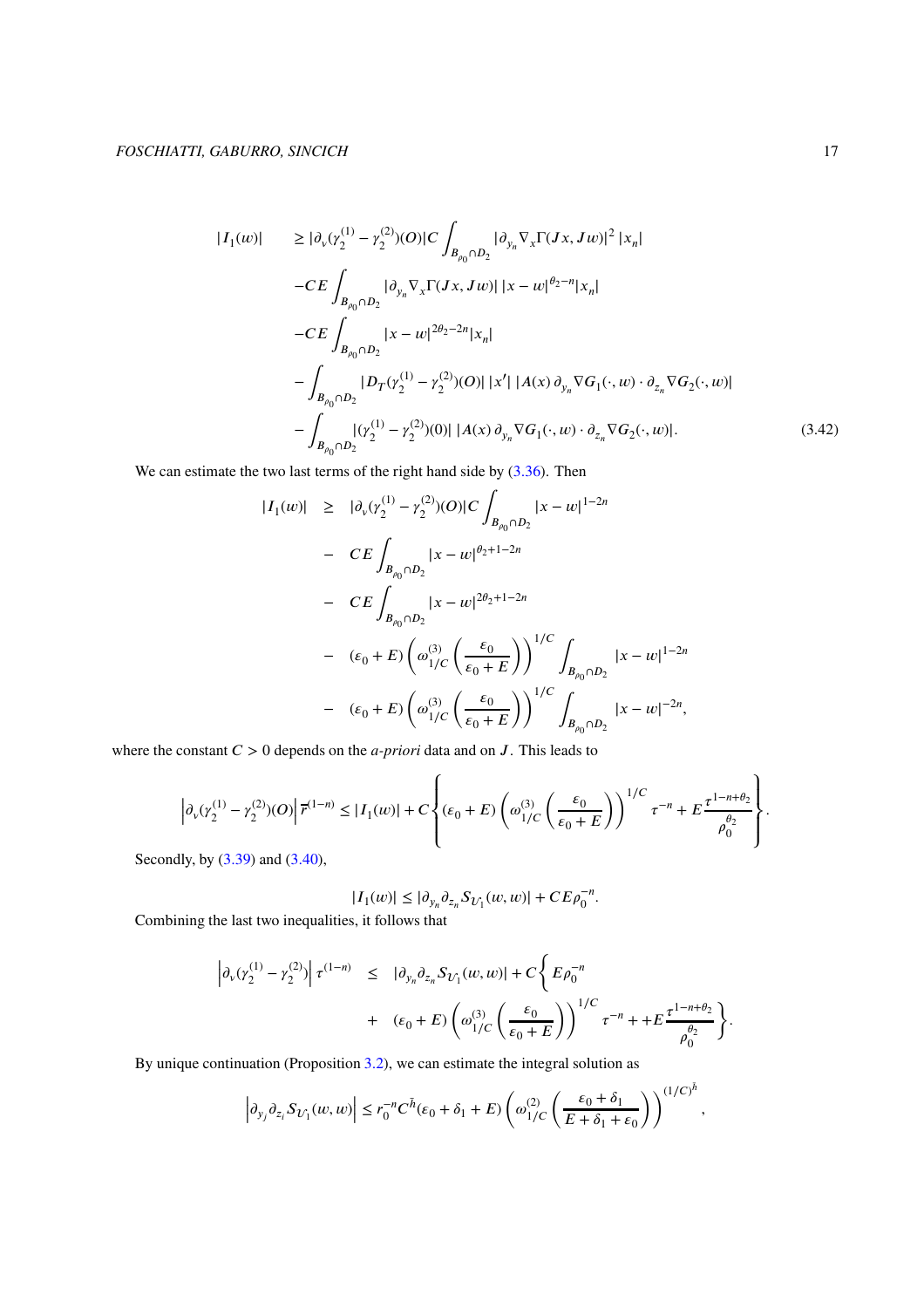$$
\begin{aligned}
|I_1(w)| \quad & \geq |\partial_\nu(\gamma_2^{(1)}-\gamma_2^{(2)})(O)|C\int_{B_{\rho_0}\cap D_2} |\partial_{y_n}\nabla_x\Gamma(Jx,Jw)|^2\,|x_n| \\
& -CE\int_{B_{\rho_0}\cap D_2} |\partial_{y_n}\nabla_x\Gamma(Jx,Jw)|\,|x-w|^{\theta_2-n}|x_n| \\
& -CE\int_{B_{\rho_0}\cap D_2} |x-w|^{2\theta_2-2n}|x_n| \\
& -\int_{B_{\rho_0}\cap D_2} |D_T(\gamma_2^{(1)}-\gamma_2^{(2)})(O)|\,|x'|\,|A(x)\,\partial_{y_n}\nabla G_1(\cdot,w)\cdot\partial_{z_n}\nabla G_2(\cdot,w)| \\
& -\int_{B_{\rho_0}\cap D_2} |(\gamma_2^{(1)}-\gamma_2^{(2)})(0)|\,|A(x)\,\partial_{y_n}\nabla G_1(\cdot,w)\cdot\partial_{z_n}\nabla G_2(\cdot,w)|.
\end{aligned} \tag{3.42}
$$

We can estimate the two last terms of the right hand side by (3.36). Then

$$
\begin{aligned}
|I_1(w)| \quad \geq \quad & |\partial_\nu(\gamma_2^{(1)}-\gamma_2^{(2)})(O)|C\int_{B_{\rho_0}\cap D_2} |x-w|^{1-2n} \\
- \quad & CE\int_{B_{\rho_0}\cap D_2} |x-w|^{\theta_2+1-2n} \\
- \quad & CE\int_{B_{\rho_0}\cap D_2} |x-w|^{2\theta_2+1-2n} \\
- \quad & (\varepsilon_0+E)\left(\omega_{1/C}^{(3)}\left(\frac{\varepsilon_0}{\varepsilon_0+E}\right)\right)^{1/C}\int_{B_{\rho_0}\cap D_2} |x-w|^{1-2n} \\
- \quad & (\varepsilon_0+E)\left(\omega_{1/C}^{(3)}\left(\frac{\varepsilon_0}{\varepsilon_0+E}\right)\right)^{1/C}\int_{B_{\rho_0}\cap D_2} |x-w|^{-2n},
\end{aligned}
$$

where the constant $C>0$ depends on the *a-priori* data and on $J$. This leads to

$$
\left|\partial_\nu(\gamma_2^{(1)}-\gamma_2^{(2)})(O)\right|\overline{r}^{(1-n)} \leq |I_1(w)| + C\left\{(\varepsilon_0+E)\left(\omega_{1/C}^{(3)}\left(\frac{\varepsilon_0}{\varepsilon_0+E}\right)\right)^{1/C}\tau^{-n} + E\frac{\tau^{1-n+\theta_2}}{\rho_0^{\theta_2}}\right\}.
$$

Secondly, by (3.39) and (3.40),

$$
|I_1(w)| \leq |\partial_{y_n}\partial_{z_n}S_{\mathcal{U}_1}(w,w)| + CE\rho_0^{-n}.
$$

Combining the last two inequalities, it follows that

$$
\begin{aligned}
\left|\partial_\nu(\gamma_2^{(1)}-\gamma_2^{(2)})\right|\tau^{(1-n)} \quad \leq \quad & |\partial_{y_n}\partial_{z_n}S_{\mathcal{U}_1}(w,w)| + C\bigg\{E\rho_0^{-n} \\
+ \quad & (\varepsilon_0+E)\left(\omega_{1/C}^{(3)}\left(\frac{\varepsilon_0}{\varepsilon_0+E}\right)\right)^{1/C}\tau^{-n} + +E\frac{\tau^{1-n+\theta_2}}{\rho_0^{\theta_2}}\bigg\}.
\end{aligned}
$$

By unique continuation (Proposition 3.2), we can estimate the integral solution as

$$
\left|\partial_{y_j}\partial_{z_i}S_{\mathcal{U}_1}(w,w)\right| \leq r_0^{-n}C^{\bar{h}}(\varepsilon_0+\delta_1+E)\left(\omega_{1/C}^{(2)}\left(\frac{\varepsilon_0+\delta_1}{E+\delta_1+\varepsilon_0}\right)\right)^{(1/C)^{\bar{h}}},
$$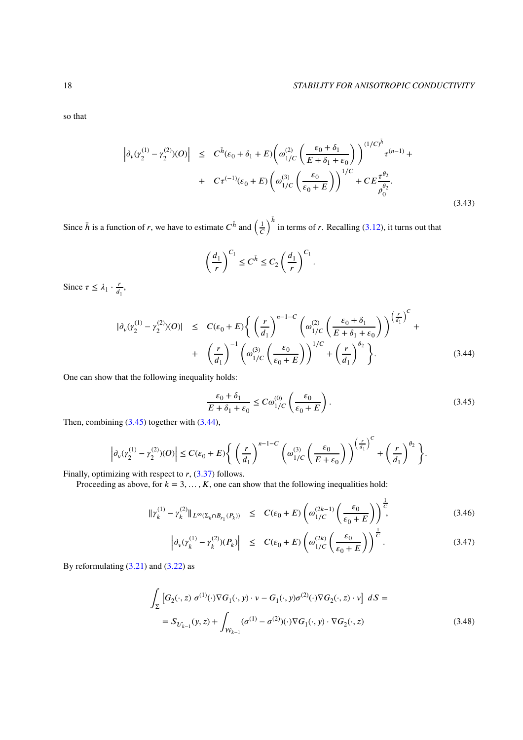so that

$$
\begin{aligned}
\left|\partial_\nu(\gamma_2^{(1)} - \gamma_2^{(2)})(O)\right| &\leq C^{\bar{h}}(\varepsilon_0 + \delta_1 + E)\left(\omega_{1/C}^{(2)}\left(\frac{\varepsilon_0 + \delta_1}{E + \delta_1 + \varepsilon_0}\right)\right)^{(1/C)^{\bar{h}}}\tau^{(n-1)} + \\
&+ C\tau^{(-1)}(\varepsilon_0 + E)\left(\omega_{1/C}^{(3)}\left(\frac{\varepsilon_0}{\varepsilon_0 + E}\right)\right)^{1/C} + CE\frac{\tau^{\theta_2}}{\rho_0^{\theta_2}}.
\end{aligned}
\tag{3.43}
$$

Since $\bar{h}$ is a function of $r$, we have to estimate $C^{\bar{h}}$ and $\left(\frac{1}{C}\right)^{\bar{h}}$ in terms of $r$. Recalling (3.12), it turns out that

$$
\left(\frac{d_1}{r}\right)^{C_1} \leq C^{\bar{h}} \leq C_2\left(\frac{d_1}{r}\right)^{C_1}.
$$

Since $\tau \leq \lambda_1 \cdot \frac{r}{d_1}$,

$$
\begin{aligned}
|\partial_\nu(\gamma_2^{(1)} - \gamma_2^{(2)})(O)| &\leq C(\varepsilon_0 + E)\left\{\left(\frac{r}{d_1}\right)^{n-1-C}\left(\omega_{1/C}^{(2)}\left(\frac{\varepsilon_0 + \delta_1}{E + \delta_1 + \varepsilon_0}\right)\right)^{\left(\frac{r}{d_1}\right)^C} + \right. \\
&+ \left.\left(\frac{r}{d_1}\right)^{-1}\left(\omega_{1/C}^{(3)}\left(\frac{\varepsilon_0}{\varepsilon_0 + E}\right)\right)^{1/C} + \left(\frac{r}{d_1}\right)^{\theta_2}\right\}.
\end{aligned}
\tag{3.44}
$$

One can show that the following inequality holds:

$$
\frac{\varepsilon_0 + \delta_1}{E + \delta_1 + \varepsilon_0} \leq C\omega_{1/C}^{(0)}\left(\frac{\varepsilon_0}{\varepsilon_0 + E}\right).
\tag{3.45}
$$

Then, combining (3.45) together with (3.44),

$$
\left|\partial_\nu(\gamma_2^{(1)} - \gamma_2^{(2)})(O)\right| \leq C(\varepsilon_0 + E)\left\{\left(\frac{r}{d_1}\right)^{n-1-C}\left(\omega_{1/C}^{(3)}\left(\frac{\varepsilon_0}{E + \varepsilon_0}\right)\right)^{\left(\frac{r}{d_1}\right)^C} + \left(\frac{r}{d_1}\right)^{\theta_2}\right\}.
$$

Finally, optimizing with respect to $r$, (3.37) follows.

Proceeding as above, for $k = 3, \dots, K$, one can show that the following inequalities hold:

$$
\|\gamma_k^{(1)} - \gamma_k^{(2)}\|_{L^\infty(\Sigma_k \cap B_{r_1}(P_k))} \leq C(\varepsilon_0 + E)\left(\omega_{1/C}^{(2k-1)}\left(\frac{\varepsilon_0}{\varepsilon_0 + E}\right)\right)^{\frac{1}{C}},
\tag{3.46}
$$

$$
\left|\partial_\nu(\gamma_k^{(1)} - \gamma_k^{(2)})(P_k)\right| \leq C(\varepsilon_0 + E)\left(\omega_{1/C}^{(2k)}\left(\frac{\varepsilon_0}{\varepsilon_0 + E}\right)\right)^{\frac{1}{C}}.
\tag{3.47}
$$

By reformulating (3.21) and (3.22) as

$$
\begin{aligned}
&\int_\Sigma \left[G_2(\cdot, z)\, \sigma^{(1)}(\cdot)\nabla G_1(\cdot, y) \cdot \nu - G_1(\cdot, y)\sigma^{(2)}(\cdot)\nabla G_2(\cdot, z) \cdot \nu\right]\, dS = \\
&= S_{\mathcal{U}_{k-1}}(y, z) + \int_{\mathcal{W}_{k-1}} (\sigma^{(1)} - \sigma^{(2)})(\cdot)\nabla G_1(\cdot, y) \cdot \nabla G_2(\cdot, z)
\end{aligned}
\tag{3.48}
$$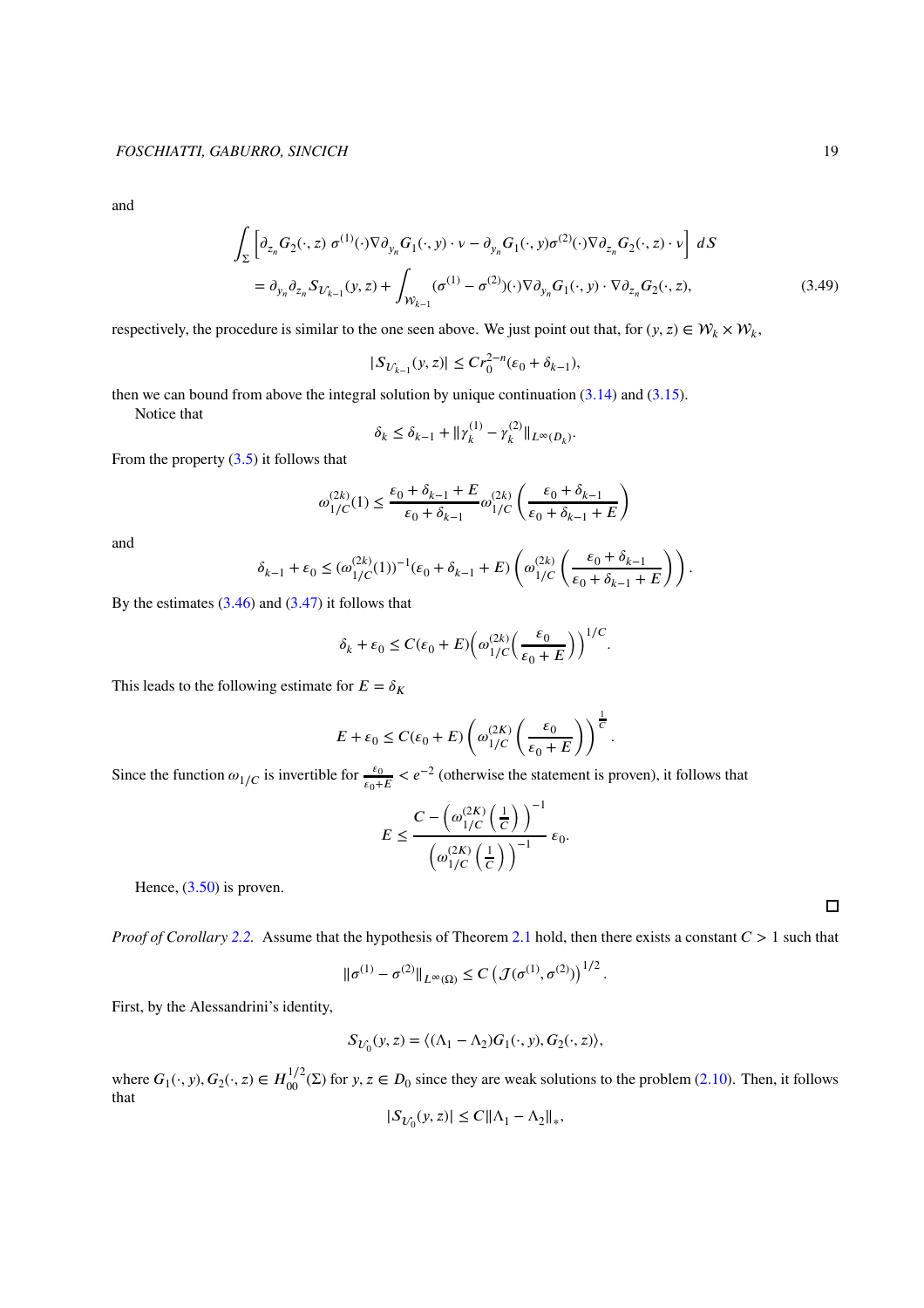and

$$\int_{\Sigma}\left[\partial_{z_n} G_2(\cdot,z)\,\sigma^{(1)}(\cdot)\nabla\partial_{y_n} G_1(\cdot,y)\cdot\nu - \partial_{y_n} G_1(\cdot,y)\sigma^{(2)}(\cdot)\nabla\partial_{z_n} G_2(\cdot,z)\cdot\nu\right]\,dS$$
$$= \partial_{y_n}\partial_{z_n} S_{\mathcal{U}_{k-1}}(y,z) + \int_{\mathcal{W}_{k-1}} (\sigma^{(1)}-\sigma^{(2)})(\cdot)\nabla\partial_{y_n} G_1(\cdot,y)\cdot\nabla\partial_{z_n} G_2(\cdot,z), \tag{3.49}$$

respectively, the procedure is similar to the one seen above. We just point out that, for $(y,z)\in\mathcal{W}_k\times\mathcal{W}_k$,

$$|S_{\mathcal{U}_{k-1}}(y,z)| \le C r_0^{2-n}(\varepsilon_0+\delta_{k-1}),$$

then we can bound from above the integral solution by unique continuation (3.14) and (3.15).

Notice that

$$\delta_k \le \delta_{k-1} + \|\gamma_k^{(1)}-\gamma_k^{(2)}\|_{L^\infty(D_k)}.$$

From the property (3.5) it follows that

$$\omega_{1/C}^{(2k)}(1) \le \frac{\varepsilon_0+\delta_{k-1}+E}{\varepsilon_0+\delta_{k-1}}\omega_{1/C}^{(2k)}\left(\frac{\varepsilon_0+\delta_{k-1}}{\varepsilon_0+\delta_{k-1}+E}\right)$$

and

$$\delta_{k-1}+\varepsilon_0 \le (\omega_{1/C}^{(2k)}(1))^{-1}(\varepsilon_0+\delta_{k-1}+E)\left(\omega_{1/C}^{(2k)}\left(\frac{\varepsilon_0+\delta_{k-1}}{\varepsilon_0+\delta_{k-1}+E}\right)\right).$$

By the estimates (3.46) and (3.47) it follows that

$$\delta_k+\varepsilon_0 \le C(\varepsilon_0+E)\Big(\omega_{1/C}^{(2k)}\Big(\frac{\varepsilon_0}{\varepsilon_0+E}\Big)\Big)^{1/C}.$$

This leads to the following estimate for $E=\delta_K$

$$E+\varepsilon_0 \le C(\varepsilon_0+E)\left(\omega_{1/C}^{(2K)}\left(\frac{\varepsilon_0}{\varepsilon_0+E}\right)\right)^{\frac{1}{C}}.$$

Since the function $\omega_{1/C}$ is invertible for $\frac{\varepsilon_0}{\varepsilon_0+E}<e^{-2}$ (otherwise the statement is proven), it follows that

$$E \le \frac{C-\left(\omega_{1/C}^{(2K)}\left(\frac{1}{C}\right)\right)^{-1}}{\left(\omega_{1/C}^{(2K)}\left(\frac{1}{C}\right)\right)^{-1}}\,\varepsilon_0.$$

Hence, (3.50) is proven.

∎

*Proof of Corollary 2.2.* Assume that the hypothesis of Theorem 2.1 hold, then there exists a constant $C>1$ such that

$$\|\sigma^{(1)}-\sigma^{(2)}\|_{L^\infty(\Omega)} \le C\left(\mathcal{J}(\sigma^{(1)},\sigma^{(2)})\right)^{1/2}.$$

First, by the Alessandrini's identity,

$$S_{\mathcal{U}_0}(y,z) = \langle(\Lambda_1-\Lambda_2)G_1(\cdot,y),G_2(\cdot,z)\rangle,$$

where $G_1(\cdot,y),G_2(\cdot,z)\in H_{00}^{1/2}(\Sigma)$ for $y,z\in D_0$ since they are weak solutions to the problem (2.10). Then, it follows that

$$|S_{\mathcal{U}_0}(y,z)| \le C\|\Lambda_1-\Lambda_2\|_*,$$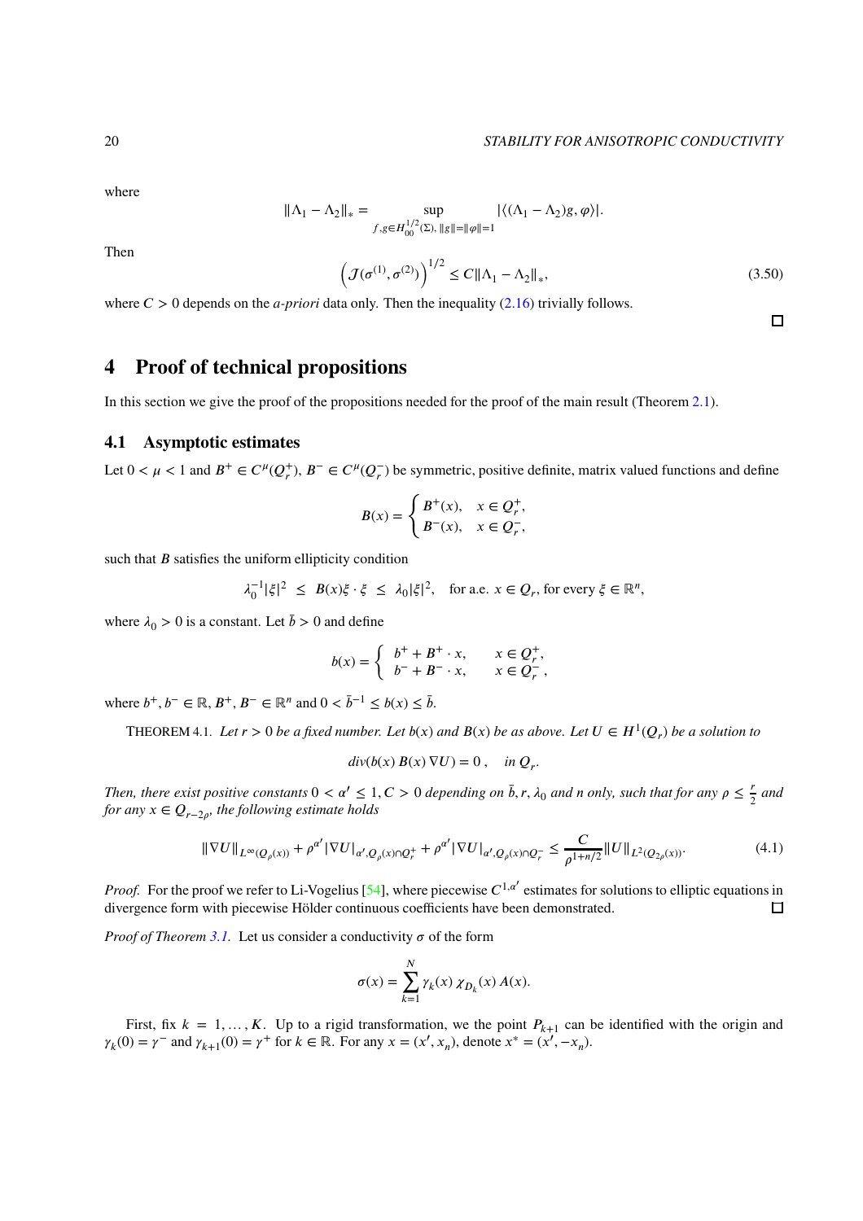where

$$\|\Lambda_1 - \Lambda_2\|_* = \sup_{f,g \in H^{1/2}_{00}(\Sigma),\ \|g\|=\|\varphi\|=1} |\langle (\Lambda_1 - \Lambda_2) g, \varphi \rangle|.$$

Then

$$\left( \mathcal{J}(\sigma^{(1)}, \sigma^{(2)}) \right)^{1/2} \leq C \|\Lambda_1 - \Lambda_2\|_*, \tag{3.50}$$

where $C > 0$ depends on the *a-priori* data only. Then the inequality (2.16) trivially follows.

□

# 4 Proof of technical propositions

In this section we give the proof of the propositions needed for the proof of the main result (Theorem 2.1).

## 4.1 Asymptotic estimates

Let $0 < \mu < 1$ and $B^+ \in C^\mu(Q_r^+)$, $B^- \in C^\mu(Q_r^-)$ be symmetric, positive definite, matrix valued functions and define

$$B(x) = \begin{cases} B^+(x), & x \in Q_r^+, \\ B^-(x), & x \in Q_r^-, \end{cases}$$

such that $B$ satisfies the uniform ellipticity condition

$$\lambda_0^{-1} |\xi|^2 \ \leq \ B(x)\xi \cdot \xi \ \leq \ \lambda_0 |\xi|^2, \quad \text{for a.e. } x \in Q_r, \text{ for every } \xi \in \mathbb{R}^n,$$

where $\lambda_0 > 0$ is a constant. Let $\bar{b} > 0$ and define

$$b(x) = \begin{cases} b^+ + B^+ \cdot x, & x \in Q_r^+, \\ b^- + B^- \cdot x, & x \in Q_r^-, \end{cases}$$

where $b^+, b^- \in \mathbb{R}$, $B^+, B^- \in \mathbb{R}^n$ and $0 < \bar{b}^{-1} \leq b(x) \leq \bar{b}$.

THEOREM 4.1. *Let $r > 0$ be a fixed number. Let $b(x)$ and $B(x)$ be as above. Let $U \in H^1(Q_r)$ be a solution to*

$$div(b(x)\, B(x)\, \nabla U) = 0\,, \quad in\ Q_r.$$

*Then, there exist positive constants $0 < \alpha' \leq 1$, $C > 0$ depending on $\bar{b}, r, \lambda_0$ and $n$ only, such that for any $\rho \leq \frac{r}{2}$ and for any $x \in Q_{r-2\rho}$, the following estimate holds*

$$\|\nabla U\|_{L^\infty(Q_\rho(x))} + \rho^{\alpha'} |\nabla U|_{\alpha', Q_\rho(x) \cap Q_r^+} + \rho^{\alpha'} |\nabla U|_{\alpha', Q_\rho(x) \cap Q_r^-} \leq \frac{C}{\rho^{1+n/2}} \|U\|_{L^2(Q_{2\rho}(x))}. \tag{4.1}$$

*Proof.* For the proof we refer to Li-Vogelius [54], where piecewise $C^{1,\alpha'}$ estimates for solutions to elliptic equations in divergence form with piecewise Hölder continuous coefficients have been demonstrated. □

*Proof of Theorem 3.1.* Let us consider a conductivity $\sigma$ of the form

$$\sigma(x) = \sum_{k=1}^{N} \gamma_k(x)\, \chi_{D_k}(x)\, A(x).$$

First, fix $k = 1, \ldots, K$. Up to a rigid transformation, we the point $P_{k+1}$ can be identified with the origin and $\gamma_k(0) = \gamma^-$ and $\gamma_{k+1}(0) = \gamma^+$ for $k \in \mathbb{R}$. For any $x = (x', x_n)$, denote $x^* = (x', -x_n)$.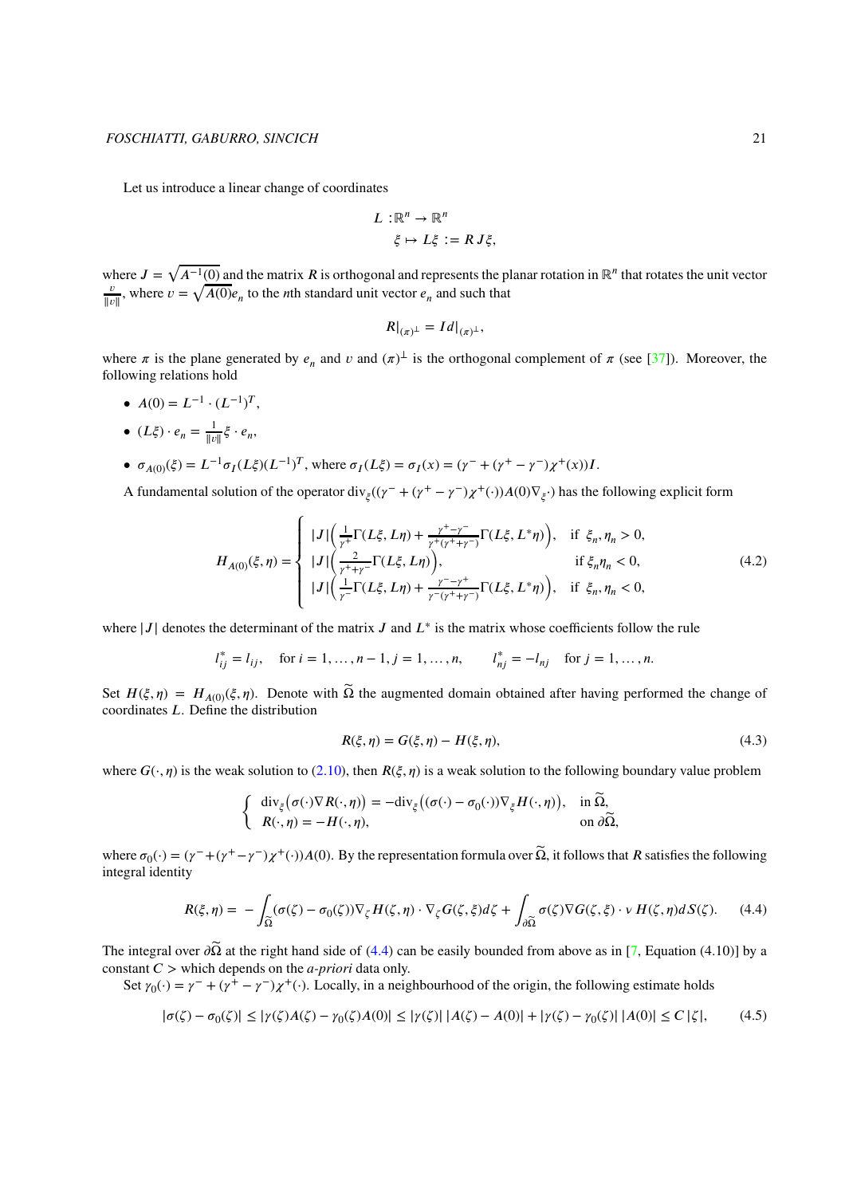Let us introduce a linear change of coordinates

$$
\begin{aligned}
L :& \mathbb{R}^n \to \mathbb{R}^n \\
& \xi \mapsto L\xi := R\,J\xi,
\end{aligned}
$$

where $J = \sqrt{A^{-1}(0)}$ and the matrix $R$ is orthogonal and represents the planar rotation in $\mathbb{R}^n$ that rotates the unit vector $\frac{v}{\|v\|}$, where $v = \sqrt{A(0)}e_n$ to the $n$th standard unit vector $e_n$ and such that

$$
R|_{(\pi)^\perp} = Id|_{(\pi)^\perp},
$$

where $\pi$ is the plane generated by $e_n$ and $v$ and $(\pi)^\perp$ is the orthogonal complement of $\pi$ (see [37]). Moreover, the following relations hold

- $A(0) = L^{-1} \cdot (L^{-1})^T$,
- $(L\xi) \cdot e_n = \frac{1}{\|v\|}\xi \cdot e_n$,
- $\sigma_{A(0)}(\xi) = L^{-1}\sigma_I(L\xi)(L^{-1})^T$, where $\sigma_I(L\xi) = \sigma_I(x) = (\gamma^- + (\gamma^+ - \gamma^-)\chi^+(x))I$.

A fundamental solution of the operator $\mathrm{div}_\xi((\gamma^- + (\gamma^+ - \gamma^-)\chi^+(\cdot))A(0)\nabla_\xi \cdot)$ has the following explicit form

$$
H_{A(0)}(\xi,\eta) = \begin{cases}
|J|\Big(\frac{1}{\gamma^+}\Gamma(L\xi, L\eta) + \frac{\gamma^+ - \gamma^-}{\gamma^+(\gamma^+ + \gamma^-)}\Gamma(L\xi, L^*\eta)\Big), & \text{if } \xi_n, \eta_n > 0, \\
|J|\Big(\frac{2}{\gamma^+ + \gamma^-}\Gamma(L\xi, L\eta)\Big), & \text{if } \xi_n\eta_n < 0, \\
|J|\Big(\frac{1}{\gamma^-}\Gamma(L\xi, L\eta) + \frac{\gamma^- - \gamma^+}{\gamma^-(\gamma^+ + \gamma^-)}\Gamma(L\xi, L^*\eta)\Big), & \text{if } \xi_n, \eta_n < 0,
\end{cases} \tag{4.2}
$$

where $|J|$ denotes the determinant of the matrix $J$ and $L^*$ is the matrix whose coefficients follow the rule

$$
l^*_{ij} = l_{ij}, \quad \text{for } i = 1, \dots, n-1, j = 1, \dots, n, \qquad l^*_{nj} = -l_{nj} \quad \text{for } j = 1, \dots, n.
$$

Set $H(\xi, \eta) = H_{A(0)}(\xi, \eta)$. Denote with $\widetilde{\Omega}$ the augmented domain obtained after having performed the change of coordinates $L$. Define the distribution

$$
R(\xi, \eta) = G(\xi, \eta) - H(\xi, \eta), \tag{4.3}
$$

where $G(\cdot, \eta)$ is the weak solution to (2.10), then $R(\xi, \eta)$ is a weak solution to the following boundary value problem

$$
\begin{cases}
\mathrm{div}_\xi\big(\sigma(\cdot)\nabla R(\cdot, \eta)\big) = -\mathrm{div}_\xi\big((\sigma(\cdot) - \sigma_0(\cdot))\nabla_\xi H(\cdot, \eta)\big), & \text{in } \widetilde{\Omega}, \\
R(\cdot, \eta) = -H(\cdot, \eta), & \text{on } \partial\widetilde{\Omega},
\end{cases}
$$

where $\sigma_0(\cdot) = (\gamma^- + (\gamma^+ - \gamma^-)\chi^+(\cdot))A(0)$. By the representation formula over $\widetilde{\Omega}$, it follows that $R$ satisfies the following integral identity

$$
R(\xi, \eta) = -\int_{\widetilde{\Omega}} (\sigma(\zeta) - \sigma_0(\zeta))\nabla_\zeta H(\zeta, \eta) \cdot \nabla_\zeta G(\zeta, \xi) d\zeta + \int_{\partial\widetilde{\Omega}} \sigma(\zeta)\nabla G(\zeta, \xi) \cdot \nu\, H(\zeta, \eta) dS(\zeta). \tag{4.4}
$$

The integral over $\partial\widetilde{\Omega}$ at the right hand side of (4.4) can be easily bounded from above as in [7, Equation (4.10)] by a constant $C >$ which depends on the *a-priori* data only.

Set $\gamma_0(\cdot) = \gamma^- + (\gamma^+ - \gamma^-)\chi^+(\cdot)$. Locally, in a neighbourhood of the origin, the following estimate holds

$$
|\sigma(\zeta) - \sigma_0(\zeta)| \le |\gamma(\zeta)A(\zeta) - \gamma_0(\zeta)A(0)| \le |\gamma(\zeta)|\,|A(\zeta) - A(0)| + |\gamma(\zeta) - \gamma_0(\zeta)|\,|A(0)| \le C\,|\zeta|, \tag{4.5}
$$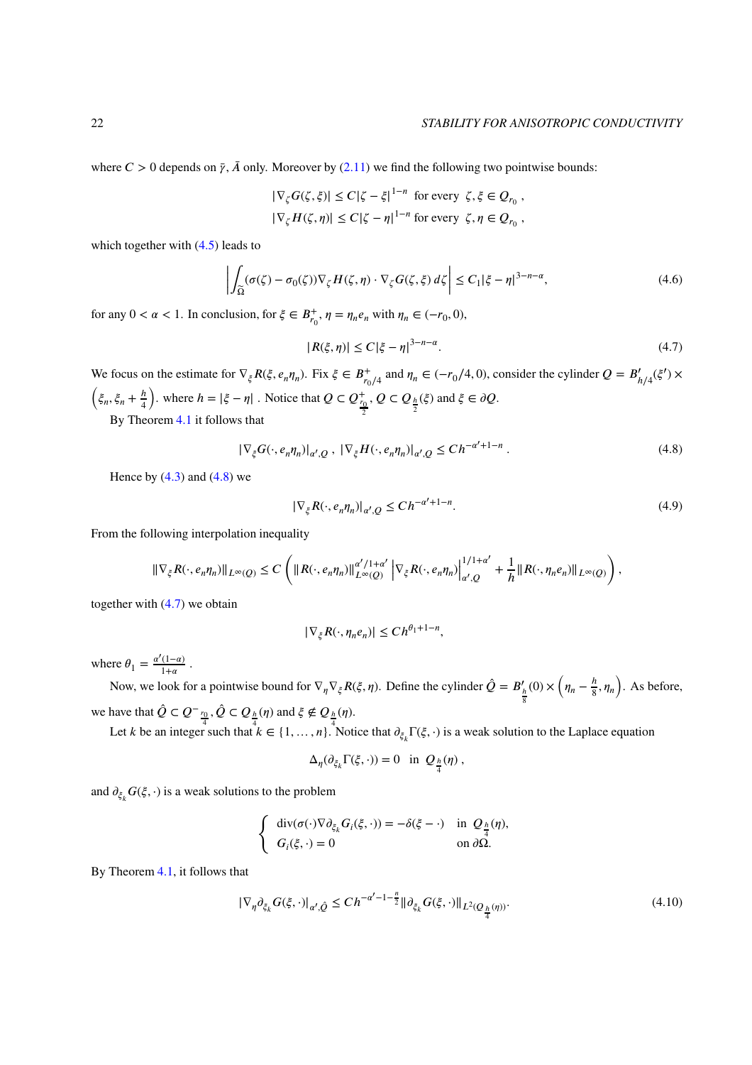where $C > 0$ depends on $\bar{\gamma}, \bar{A}$ only. Moreover by (2.11) we find the following two pointwise bounds:

$$|\nabla_\zeta G(\zeta,\xi)| \leq C|\zeta - \xi|^{1-n} \ \text{ for every } \ \zeta, \xi \in Q_{r_0} \ ,$$
$$|\nabla_\zeta H(\zeta,\eta)| \leq C|\zeta - \eta|^{1-n} \ \text{for every } \ \zeta, \eta \in Q_{r_0} \ ,$$

which together with (4.5) leads to

$$\left| \int_{\widetilde{\Omega}} (\sigma(\zeta) - \sigma_0(\zeta)) \nabla_\zeta H(\zeta,\eta) \cdot \nabla_\zeta G(\zeta,\xi) \, d\zeta \right| \leq C_1 |\xi - \eta|^{3-n-\alpha}, \tag{4.6}$$

for any $0 < \alpha < 1$. In conclusion, for $\xi \in B^+_{r_0}$, $\eta = \eta_n e_n$ with $\eta_n \in (-r_0, 0)$,

$$|R(\xi,\eta)| \leq C|\xi - \eta|^{3-n-\alpha}. \tag{4.7}$$

We focus on the estimate for $\nabla_\xi R(\xi, e_n \eta_n)$. Fix $\xi \in B^+_{r_0/4}$ and $\eta_n \in (-r_0/4, 0)$, consider the cylinder $Q = B'_{h/4}(\xi') \times \left(\xi_n, \xi_n + \frac{h}{4}\right)$. where $h = |\xi - \eta|$ . Notice that $Q \subset Q^+_{\frac{r_0}{2}}$, $Q \subset Q_{\frac{h}{2}}(\xi)$ and $\xi \in \partial Q$.

By Theorem 4.1 it follows that

$$|\nabla_\xi G(\cdot, e_n \eta_n)|_{\alpha', Q} \ , \ |\nabla_\xi H(\cdot, e_n \eta_n)|_{\alpha', Q} \leq C h^{-\alpha' + 1 - n} \ . \tag{4.8}$$

Hence by (4.3) and (4.8) we

$$|\nabla_\xi R(\cdot, e_n \eta_n)|_{\alpha', Q} \leq C h^{-\alpha' + 1 - n}. \tag{4.9}$$

From the following interpolation inequality

$$\|\nabla_\xi R(\cdot, e_n \eta_n)\|_{L^\infty(Q)} \leq C \left( \|R(\cdot, e_n \eta_n)\|^{\alpha'/1+\alpha'}_{L^\infty(Q)} \left|\nabla_\xi R(\cdot, e_n \eta_n)\right|^{1/1+\alpha'}_{\alpha', Q} + \frac{1}{h} \|R(\cdot, \eta_n e_n)\|_{L^\infty(Q)} \right),$$

together with (4.7) we obtain

$$|\nabla_\xi R(\cdot, \eta_n e_n)| \leq C h^{\theta_1 + 1 - n},$$

where $\theta_1 = \frac{\alpha'(1-\alpha)}{1+\alpha}$ .

Now, we look for a pointwise bound for $\nabla_\eta \nabla_\xi R(\xi, \eta)$. Define the cylinder $\hat{Q} = B'_{\frac{h}{8}}(0) \times \left(\eta_n - \frac{h}{8}, \eta_n\right)$. As before, we have that $\hat{Q} \subset Q^-_{\frac{r_0}{4}}$, $\hat{Q} \subset Q_{\frac{h}{4}}(\eta)$ and $\xi \notin Q_{\frac{h}{4}}(\eta)$.

Let $k$ be an integer such that $k \in \{1, \dots, n\}$. Notice that $\partial_{\xi_k} \Gamma(\xi, \cdot)$ is a weak solution to the Laplace equation

$$\Delta_\eta (\partial_{\xi_k} \Gamma(\xi, \cdot)) = 0 \ \text{ in } \ Q_{\frac{h}{4}}(\eta) \ ,$$

and $\partial_{\xi_k} G(\xi, \cdot)$ is a weak solutions to the problem

$$\begin{cases} \operatorname{div}(\sigma(\cdot) \nabla \partial_{\xi_k} G_i(\xi, \cdot)) = -\delta(\xi - \cdot) & \text{in } \ Q_{\frac{h}{4}}(\eta), \\ G_i(\xi, \cdot) = 0 & \text{on } \partial\Omega. \end{cases}$$

By Theorem 4.1, it follows that

$$|\nabla_\eta \partial_{\xi_k} G(\xi, \cdot)|_{\alpha', \hat{Q}} \leq C h^{-\alpha' - 1 - \frac{n}{2}} \|\partial_{\xi_k} G(\xi, \cdot)\|_{L^2(Q_{\frac{h}{4}}(\eta))}. \tag{4.10}$$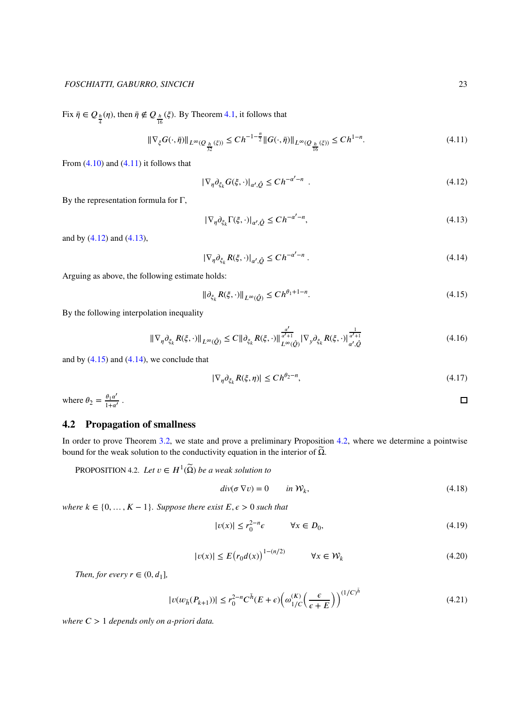Fix $\bar{\eta} \in Q_{\frac{h}{4}}(\eta)$, then $\bar{\eta} \notin Q_{\frac{h}{16}}(\xi)$. By Theorem 4.1, it follows that

$$\|\nabla_{\xi} G(\cdot, \bar{\eta})\|_{L^{\infty}(Q_{\frac{h}{32}}(\xi))} \leq C h^{-1-\frac{n}{2}} \|G(\cdot, \bar{\eta})\|_{L^{\infty}(Q_{\frac{h}{16}}(\xi))} \leq C h^{1-n}. \tag{4.11}$$

From (4.10) and (4.11) it follows that

$$|\nabla_{\eta} \partial_{\xi_k} G(\xi, \cdot)|_{\alpha', \hat{Q}} \leq C h^{-\alpha' - n} \ . \tag{4.12}$$

By the representation formula for $\Gamma$,

$$|\nabla_{\eta} \partial_{\xi_k} \Gamma(\xi, \cdot)|_{\alpha', \hat{Q}} \leq C h^{-\alpha' - n}, \tag{4.13}$$

and by (4.12) and (4.13),

$$|\nabla_{\eta} \partial_{\xi_k} R(\xi, \cdot)|_{\alpha', \hat{Q}} \leq C h^{-\alpha' - n} \ . \tag{4.14}$$

Arguing as above, the following estimate holds:

$$\|\partial_{\xi_k} R(\xi, \cdot)\|_{L^{\infty}(\hat{Q})} \leq C h^{\theta_1 + 1 - n}. \tag{4.15}$$

By the following interpolation inequality

$$\|\nabla_{\eta} \partial_{\xi_k} R(\xi, \cdot)\|_{L^{\infty}(\hat{Q})} \leq C \|\partial_{\xi_k} R(\xi, \cdot)\|_{L^{\infty}(\hat{Q})}^{\frac{\alpha'}{\alpha'+1}} |\nabla_{y} \partial_{\xi_k} R(\xi, \cdot)|_{\alpha', \hat{Q}}^{\frac{1}{\alpha'+1}} \tag{4.16}$$

and by (4.15) and (4.14), we conclude that

$$|\nabla_{\eta} \partial_{\xi_k} R(\xi, \eta)| \leq C h^{\theta_2 - n}, \tag{4.17}$$

where $\theta_2 = \frac{\theta_1 \alpha'}{1+\alpha'}$ . □

## 4.2 Propagation of smallness

In order to prove Theorem 3.2, we state and prove a preliminary Proposition 4.2, where we determine a pointwise bound for the weak solution to the conductivity equation in the interior of $\widetilde{\Omega}$.

PROPOSITION 4.2. *Let $v \in H^1(\widetilde{\Omega})$ be a weak solution to*

$$div(\sigma \nabla v) = 0 \qquad in\ \mathcal{W}_k, \tag{4.18}$$

*where $k \in \{0, \dots, K-1\}$. Suppose there exist $E, \epsilon > 0$ such that*

$$|v(x)| \leq r_0^{2-n} \epsilon \qquad \forall x \in D_0, \tag{4.19}$$

$$|v(x)| \leq E \big(r_0 d(x)\big)^{1-(n/2)} \qquad \forall x \in \mathcal{W}_k \tag{4.20}$$

*Then, for every $r \in (0, d_1]$,*

$$|v(w_{\bar{h}}(P_{k+1}))| \leq r_0^{2-n} C^{\bar{h}} (E + \epsilon) \Big( \omega_{1/C}^{(K)} \Big( \frac{\epsilon}{\epsilon + E} \Big) \Big)^{(1/C)^{\bar{h}}} \tag{4.21}$$

*where $C > 1$ depends only on a-priori data.*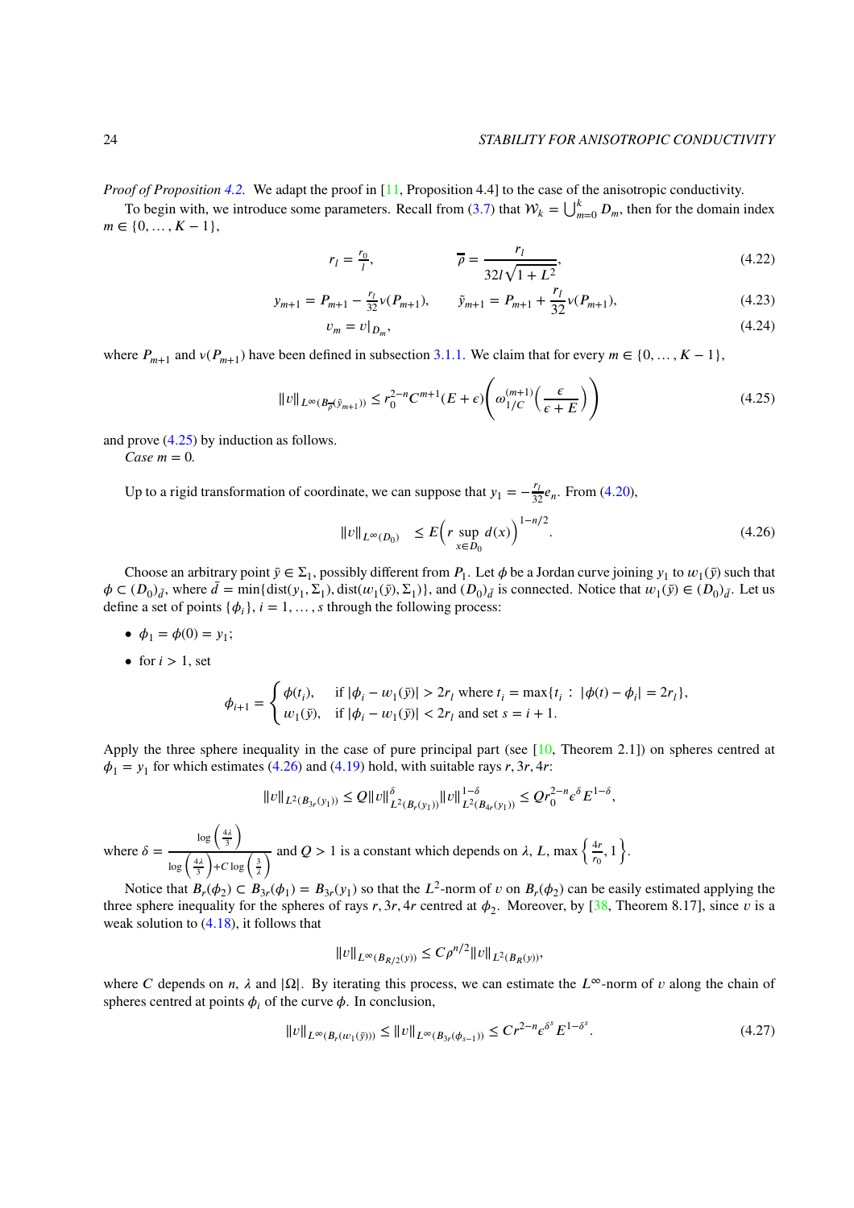*Proof of Proposition 4.2.* We adapt the proof in [11, Proposition 4.4] to the case of the anisotropic conductivity.

To begin with, we introduce some parameters. Recall from (3.7) that $\mathcal{W}_k = \bigcup_{m=0}^{k} D_m$, then for the domain index $m \in \{0, \dots, K-1\}$,

$$r_l = \frac{r_0}{l}, \qquad \overline{\rho} = \frac{r_l}{32 l\sqrt{1+L^2}}, \tag{4.22}$$

$$y_{m+1} = P_{m+1} - \frac{r_l}{32}\nu(P_{m+1}), \qquad \tilde{y}_{m+1} = P_{m+1} + \frac{r_l}{32}\nu(P_{m+1}), \tag{4.23}$$

$$v_m = v|_{D_m}, \tag{4.24}$$

where $P_{m+1}$ and $\nu(P_{m+1})$ have been defined in subsection 3.1.1. We claim that for every $m \in \{0, \dots, K-1\}$,

$$\|v\|_{L^\infty(B_{\overline{\rho}}(\tilde{y}_{m+1}))} \le r_0^{2-n} C^{m+1}(E+\epsilon)\left(\omega_{1/C}^{(m+1)}\left(\frac{\epsilon}{\epsilon+E}\right)\right) \tag{4.25}$$

and prove (4.25) by induction as follows.

*Case $m = 0$.*

Up to a rigid transformation of coordinate, we can suppose that $y_1 = -\frac{r_l}{32}e_n$. From (4.20),

$$\|v\|_{L^\infty(D_0)} \le E\left(r \sup_{x\in D_0} d(x)\right)^{1-n/2}. \tag{4.26}$$

Choose an arbitrary point $\bar{y} \in \Sigma_1$, possibly different from $P_1$. Let $\phi$ be a Jordan curve joining $y_1$ to $w_1(\bar{y})$ such that $\phi \subset (D_0)_{\bar{d}}$, where $\bar{d} = \min\{\text{dist}(y_1, \Sigma_1), \text{dist}(w_1(\bar{y}), \Sigma_1)\}$, and $(D_0)_{\bar{d}}$ is connected. Notice that $w_1(\bar{y}) \in (D_0)_{\bar{d}}$. Let us define a set of points $\{\phi_i\}$, $i = 1, \dots, s$ through the following process:

- $\phi_1 = \phi(0) = y_1$;
- for $i > 1$, set

$$\phi_{i+1} = \begin{cases} \phi(t_i), & \text{if } |\phi_i - w_1(\bar{y})| > 2r_l \text{ where } t_i = \max\{t_i : |\phi(t) - \phi_i| = 2r_l\}, \\ w_1(\bar{y}), & \text{if } |\phi_i - w_1(\bar{y})| < 2r_l \text{ and set } s = i+1. \end{cases}$$

Apply the three sphere inequality in the case of pure principal part (see [10, Theorem 2.1]) on spheres centred at $\phi_1 = y_1$ for which estimates (4.26) and (4.19) hold, with suitable rays $r, 3r, 4r$:

$$\|v\|_{L^2(B_{3r}(y_1))} \le Q\|v\|^{\delta}_{L^2(B_r(y_1))}\|v\|^{1-\delta}_{L^2(B_{4r}(y_1))} \le Q r_0^{2-n}\epsilon^{\delta}E^{1-\delta},$$

where $\delta = \dfrac{\log\left(\frac{4\lambda}{3}\right)}{\log\left(\frac{4\lambda}{3}\right) + C\log\left(\frac{3}{\lambda}\right)}$ and $Q > 1$ is a constant which depends on $\lambda$, $L$, $\max\left\{\frac{4r}{r_0}, 1\right\}$.

Notice that $B_r(\phi_2) \subset B_{3r}(\phi_1) = B_{3r}(y_1)$ so that the $L^2$-norm of $v$ on $B_r(\phi_2)$ can be easily estimated applying the three sphere inequality for the spheres of rays $r, 3r, 4r$ centred at $\phi_2$. Moreover, by [38, Theorem 8.17], since $v$ is a weak solution to (4.18), it follows that

$$\|v\|_{L^\infty(B_{R/2}(y))} \le C\rho^{n/2}\|v\|_{L^2(B_R(y))},$$

where $C$ depends on $n$, $\lambda$ and $|\Omega|$. By iterating this process, we can estimate the $L^\infty$-norm of $v$ along the chain of spheres centred at points $\phi_i$ of the curve $\phi$. In conclusion,

$$\|v\|_{L^\infty(B_r(w_1(\bar{y})))} \le \|v\|_{L^\infty(B_{3r}(\phi_{s-1}))} \le C r^{2-n}\epsilon^{\delta^s}E^{1-\delta^s}. \tag{4.27}$$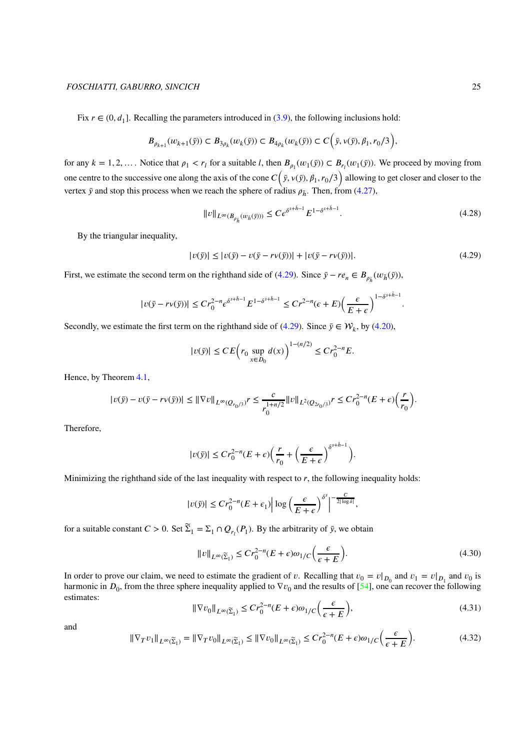Fix $r \in (0, d_1]$. Recalling the parameters introduced in (3.9), the following inclusions hold:

$$B_{\rho_{k+1}}(w_{k+1}(\bar{y})) \subset B_{3\rho_k}(w_k(\bar{y})) \subset B_{4\rho_k}(w_k(\bar{y})) \subset C\Big(\bar{y}, \nu(\bar{y}), \beta_1, r_0/3\Big),$$

for any $k = 1, 2, \dots$. Notice that $\rho_1 < r_l$ for a suitable $l$, then $B_{\rho_1}(w_1(\bar{y})) \subset B_{r_l}(w_1(\bar{y}))$. We proceed by moving from one centre to the successive one along the axis of the cone $C\Big(\bar{y}, \nu(\bar{y}), \beta_1, r_0/3\Big)$ allowing to get closer and closer to the vertex $\bar{y}$ and stop this process when we reach the sphere of radius $\rho_{\bar{h}}$. Then, from (4.27),

$$\|v\|_{L^\infty(B_{\rho_{\bar{h}}}(w_{\bar{h}}(\bar{y})))} \leq C\epsilon^{\delta^{s+\bar{h}-1}} E^{1-\delta^{s+\bar{h}-1}}. \tag{4.28}$$

By the triangular inequality,

$$|v(\bar{y})| \leq |v(\bar{y}) - v(\bar{y} - r\nu(\bar{y}))| + |v(\bar{y} - r\nu(\bar{y}))|. \tag{4.29}$$

First, we estimate the second term on the righthand side of (4.29). Since $\bar{y} - re_n \in B_{\rho_{\bar{h}}}(w_{\bar{h}}(\bar{y}))$,

$$|v(\bar{y} - r\nu(\bar{y}))| \leq C r_0^{2-n} \epsilon^{\delta^{s+\bar{h}-1}} E^{1-\delta^{s+\bar{h}-1}} \leq C r^{2-n}(\epsilon + E)\Big(\frac{\epsilon}{E+\epsilon}\Big)^{1-\delta^{s+\bar{h}-1}}.$$

Secondly, we estimate the first term on the righthand side of (4.29). Since $\bar{y} \in \mathcal{W}_k$, by (4.20),

$$|v(\bar{y})| \leq CE\Big(r_0 \sup_{x \in D_0} d(x)\Big)^{1-(n/2)} \leq C r_0^{2-n} E.$$

Hence, by Theorem 4.1,

$$|v(\bar{y}) - v(\bar{y} - r\nu(\bar{y}))| \leq \|\nabla v\|_{L^\infty(Q_{r_0/3})} r \leq \frac{c}{r_0^{1+n/2}} \|v\|_{L^2(Q_{2r_0/3})} r \leq C r_0^{2-n}(E+\epsilon)\Big(\frac{r}{r_0}\Big).$$

Therefore,

$$|v(\bar{y})| \leq C r_0^{2-n}(E+\epsilon)\Big(\frac{r}{r_0} + \Big(\frac{\epsilon}{E+\epsilon}\Big)^{\delta^{s+\bar{h}-1}}\Big).$$

Minimizing the righthand side of the last inequality with respect to $r$, the following inequality holds:

$$|v(\bar{y})| \leq C r_0^{2-n}(E+\epsilon_1)\Big|\log\Big(\frac{\epsilon}{E+\epsilon}\Big)^{\delta^s}\Big|^{-\frac{C}{2|\log\delta|}},$$

for a suitable constant $C > 0$. Set $\widetilde{\Sigma}_1 = \Sigma_1 \cap Q_{r_l}(P_1)$. By the arbitrarity of $\bar{y}$, we obtain

$$\|v\|_{L^\infty(\widetilde{\Sigma}_1)} \leq C r_0^{2-n}(E+\epsilon)\omega_{1/C}\Big(\frac{\epsilon}{\epsilon+E}\Big). \tag{4.30}$$

In order to prove our claim, we need to estimate the gradient of $v$. Recalling that $v_0 = v|_{D_0}$ and $v_1 = v|_{D_1}$ and $v_0$ is harmonic in $D_0$, from the three sphere inequality applied to $\nabla v_0$ and the results of [54], one can recover the following estimates:

$$\|\nabla v_0\|_{L^\infty(\widetilde{\Sigma}_1)} \leq C r_0^{2-n}(E+\epsilon)\omega_{1/C}\Big(\frac{\epsilon}{\epsilon+E}\Big), \tag{4.31}$$

and

$$\|\nabla_T v_1\|_{L^\infty(\widetilde{\Sigma}_1)} = \|\nabla_T v_0\|_{L^\infty(\widetilde{\Sigma}_1)} \leq \|\nabla v_0\|_{L^\infty(\widetilde{\Sigma}_1)} \leq C r_0^{2-n}(E+\epsilon)\omega_{1/C}\Big(\frac{\epsilon}{\epsilon+E}\Big). \tag{4.32}$$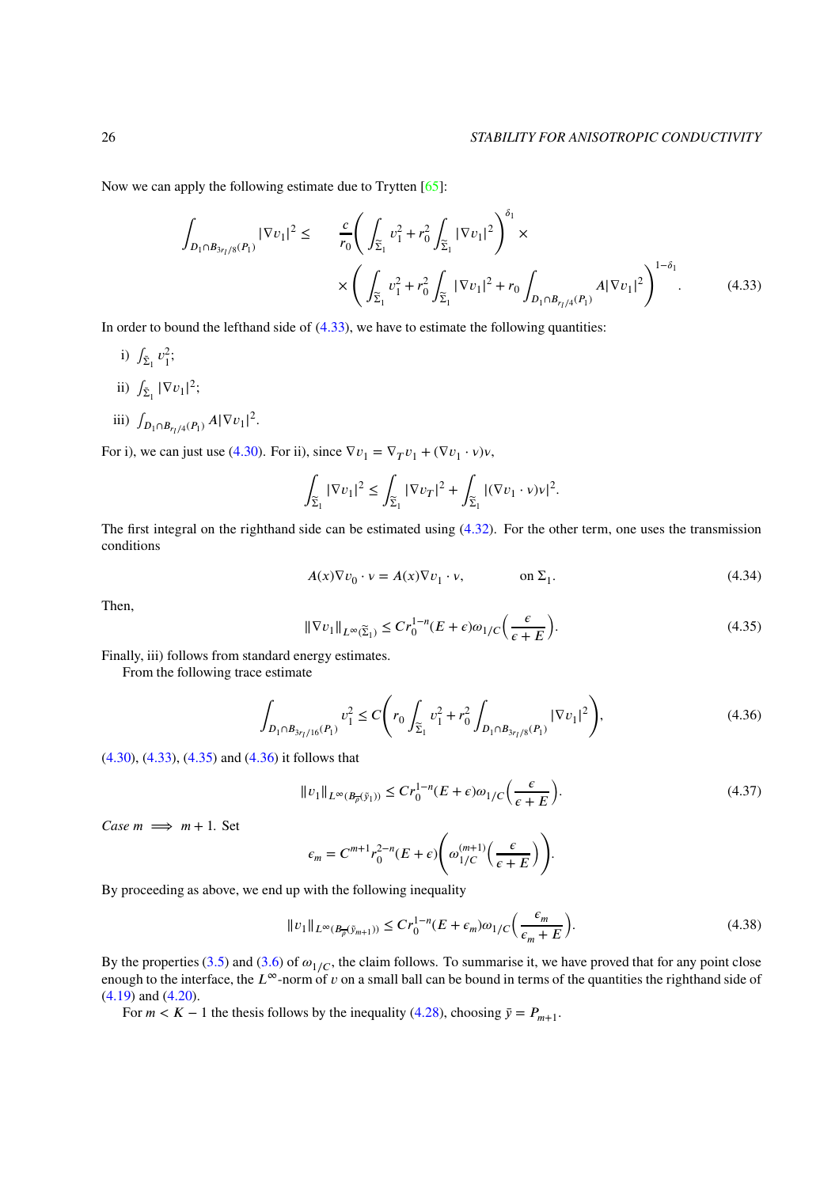Now we can apply the following estimate due to Trytten [65]:

$$\int_{D_1\cap B_{3r_I/8}(P_1)} |\nabla v_1|^2 \leq \quad \frac{c}{r_0}\left(\int_{\widetilde{\Sigma}_1} v_1^2 + r_0^2 \int_{\widetilde{\Sigma}_1} |\nabla v_1|^2\right)^{\delta_1} \times$$
$$\times \left(\int_{\widetilde{\Sigma}_1} v_1^2 + r_0^2 \int_{\widetilde{\Sigma}_1} |\nabla v_1|^2 + r_0 \int_{D_1\cap B_{r_I/4}(P_1)} A|\nabla v_1|^2\right)^{1-\delta_1}. \tag{4.33}$$

In order to bound the lefthand side of (4.33), we have to estimate the following quantities:

i) $\int_{\widetilde{\Sigma}_1} v_1^2$;

ii) $\int_{\widetilde{\Sigma}_1} |\nabla v_1|^2$;

iii) $\int_{D_1\cap B_{r_I/4}(P_1)} A|\nabla v_1|^2$.

For i), we can just use (4.30). For ii), since $\nabla v_1 = \nabla_T v_1 + (\nabla v_1 \cdot \nu)\nu$,

$$\int_{\widetilde{\Sigma}_1} |\nabla v_1|^2 \leq \int_{\widetilde{\Sigma}_1} |\nabla v_T|^2 + \int_{\widetilde{\Sigma}_1} |(\nabla v_1 \cdot \nu)\nu|^2.$$

The first integral on the righthand side can be estimated using (4.32). For the other term, one uses the transmission conditions

$$A(x)\nabla v_0 \cdot \nu = A(x)\nabla v_1 \cdot \nu, \qquad \text{on } \Sigma_1. \tag{4.34}$$

Then,

$$\|\nabla v_1\|_{L^\infty(\widetilde{\Sigma}_1)} \leq C r_0^{1-n}(E+\epsilon)\omega_{1/C}\left(\frac{\epsilon}{\epsilon+E}\right). \tag{4.35}$$

Finally, iii) follows from standard energy estimates.

From the following trace estimate

$$\int_{D_1\cap B_{3r_I/16}(P_1)} v_1^2 \leq C\left(r_0 \int_{\widetilde{\Sigma}_1} v_1^2 + r_0^2 \int_{D_1\cap B_{3r_I/8}(P_1)} |\nabla v_1|^2\right), \tag{4.36}$$

(4.30), (4.33), (4.35) and (4.36) it follows that

$$\|v_1\|_{L^\infty(B_{\overline{\rho}}(\tilde{y}_1))} \leq C r_0^{1-n}(E+\epsilon)\omega_{1/C}\left(\frac{\epsilon}{\epsilon+E}\right). \tag{4.37}$$

*Case* $m \implies m+1$. Set

$$\epsilon_m = C^{m+1} r_0^{2-n}(E+\epsilon)\left(\omega_{1/C}^{(m+1)}\left(\frac{\epsilon}{\epsilon+E}\right)\right).$$

By proceeding as above, we end up with the following inequality

$$\|v_1\|_{L^\infty(B_{\overline{\rho}}(\tilde{y}_{m+1}))} \leq C r_0^{1-n}(E+\epsilon_m)\omega_{1/C}\left(\frac{\epsilon_m}{\epsilon_m+E}\right). \tag{4.38}$$

By the properties (3.5) and (3.6) of $\omega_{1/C}$, the claim follows. To summarise it, we have proved that for any point close enough to the interface, the $L^\infty$-norm of $v$ on a small ball can be bound in terms of the quantities the righthand side of (4.19) and (4.20).

For $m < K-1$ the thesis follows by the inequality (4.28), choosing $\bar{y} = P_{m+1}$.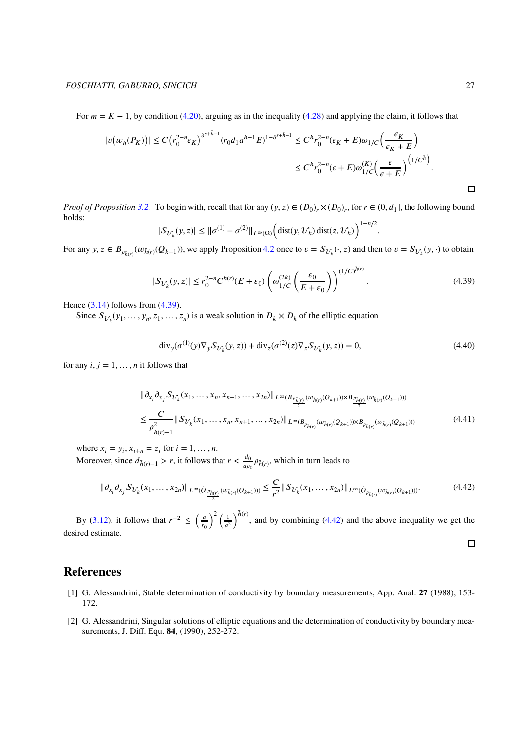For $m = K-1$, by condition (4.20), arguing as in the inequality (4.28) and applying the claim, it follows that

$$|v\big(w_{\bar{h}}(P_K)\big)| \le C\big(r_0^{2-n}\epsilon_K\big)^{\delta^{s+\bar{h}-1}}(r_0 d_1 a^{\bar{h}-1}E)^{1-\delta^{s+\bar{h}-1}} \le C^{\bar{h}} r_0^{2-n}(\epsilon_K+E)\omega_{1/C}\Big(\frac{\epsilon_K}{\epsilon_K+E}\Big)$$
$$\le C^{\bar{h}} r_0^{2-n}(\epsilon+E)\omega^{(K)}_{1/C}\Big(\frac{\epsilon}{\epsilon+E}\Big)^{\left(1/C^{\bar{h}}\right)}.$$

□

*Proof of Proposition 3.2.* To begin with, recall that for any $(y,z) \in (D_0)_r \times (D_0)_r$, for $r \in (0, d_1]$, the following bound holds:

$$|S_{\mathcal{U}_k}(y,z)| \le \|\sigma^{(1)} - \sigma^{(2)}\|_{L^\infty(\Omega)}\Big(\mathrm{dist}(y,\mathcal{U}_k)\,\mathrm{dist}(z,\mathcal{U}_k)\Big)^{1-n/2}.$$

For any $y, z \in B_{\rho_{\bar{h}(r)}}(w_{\bar{h}(r)}(Q_{k+1}))$, we apply Proposition 4.2 once to $v = S_{\mathcal{U}_k}(\cdot, z)$ and then to $v = S_{\mathcal{U}_k}(y,\cdot)$ to obtain

$$|S_{\mathcal{U}_k}(y,z)| \le r_0^{2-n}C^{\bar{h}(r)}(E+\varepsilon_0)\left(\omega^{(2k)}_{1/C}\left(\frac{\varepsilon_0}{E+\varepsilon_0}\right)\right)^{(1/C)^{\bar{h}(r)}}. \tag{4.39}$$

Hence (3.14) follows from (4.39).

Since $S_{\mathcal{U}_k}(y_1,\ldots,y_n,z_1,\ldots,z_n)$ is a weak solution in $D_k \times D_k$ of the elliptic equation

$$\mathrm{div}_y(\sigma^{(1)}(y)\nabla_y S_{\mathcal{U}_k}(y,z)) + \mathrm{div}_z(\sigma^{(2)}(z)\nabla_z S_{\mathcal{U}_k}(y,z)) = 0, \tag{4.40}$$

for any $i,j = 1,\ldots,n$ it follows that

$$\begin{aligned}
&\|\partial_{x_i}\partial_{x_j} S_{\mathcal{U}_k}(x_1,\ldots,x_n,x_{n+1},\ldots,x_{2n})\|_{L^\infty(B_{\frac{\rho_{\bar{h}(r)}}{2}}(w_{\bar{h}(r)}(Q_{k+1}))\times B_{\frac{\rho_{\bar{h}(r)}}{2}}(w_{\bar{h}(r)}(Q_{k+1})))}\\
&\le \frac{C}{\rho^2_{\bar{h}(r)-1}}\|S_{\mathcal{U}_k}(x_1,\ldots,x_n,x_{n+1},\ldots,x_{2n})\|_{L^\infty(B_{\rho_{\bar{h}(r)}}(w_{\bar{h}(r)}(Q_{k+1}))\times B_{\rho_{\bar{h}(r)}}(w_{\bar{h}(r)}(Q_{k+1})))}
\end{aligned} \tag{4.41}$$

where $x_i = y_i$, $x_{i+n} = z_i$ for $i = 1,\ldots,n$.

Moreover, since $d_{\bar{h}(r)-1} > r$, it follows that $r < \frac{d_0}{a\rho_0}\rho_{\bar{h}(r)}$, which in turn leads to

$$\|\partial_{x_i}\partial_{x_j} S_{\mathcal{U}_k}(x_1,\ldots,x_{2n})\|_{L^\infty(\tilde{Q}_{\frac{\rho_{\bar{h}(r)}}{2}}(w_{\bar{h}(r)}(Q_{k+1})))} \le \frac{C}{r^2}\|S_{\mathcal{U}_k}(x_1,\ldots,x_{2n})\|_{L^\infty(\tilde{Q}_{\rho_{\bar{h}(r)}}(w_{\bar{h}(r)}(Q_{k+1})))}. \tag{4.42}$$

By (3.12), it follows that $r^{-2} \le \left(\frac{a}{r_0}\right)^2\left(\frac{1}{a^2}\right)^{\bar{h}(r)}$, and by combining (4.42) and the above inequality we get the desired estimate.

□

## References

[1] G. Alessandrini, Stable determination of conductivity by boundary measurements, App. Anal. **27** (1988), 153-172.

[2] G. Alessandrini, Singular solutions of elliptic equations and the determination of conductivity by boundary measurements, J. Diff. Equ. **84**, (1990), 252-272.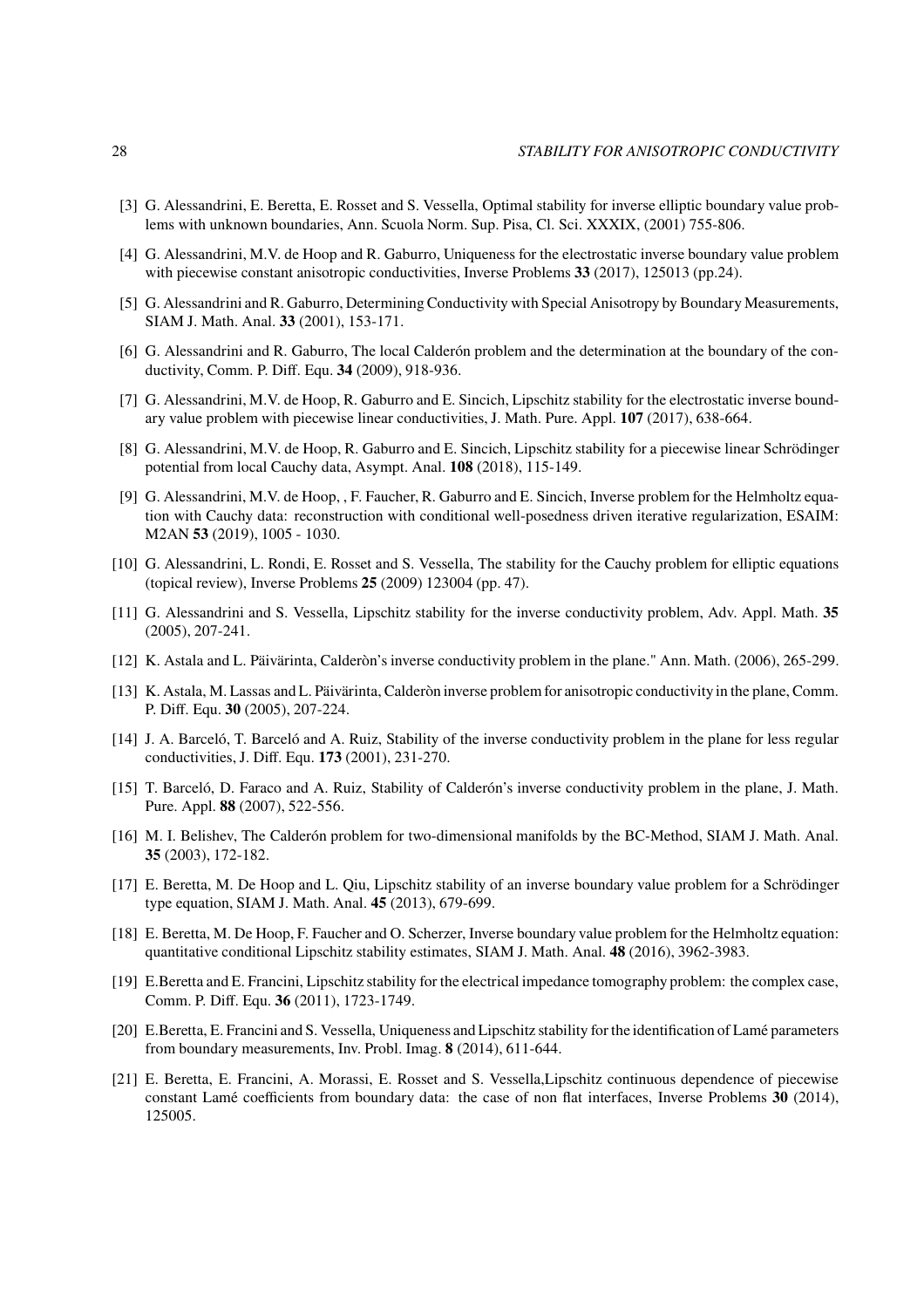[3] G. Alessandrini, E. Beretta, E. Rosset and S. Vessella, Optimal stability for inverse elliptic boundary value problems with unknown boundaries, Ann. Scuola Norm. Sup. Pisa, Cl. Sci. XXXIX, (2001) 755-806.

[4] G. Alessandrini, M.V. de Hoop and R. Gaburro, Uniqueness for the electrostatic inverse boundary value problem with piecewise constant anisotropic conductivities, Inverse Problems **33** (2017), 125013 (pp.24).

[5] G. Alessandrini and R. Gaburro, Determining Conductivity with Special Anisotropy by Boundary Measurements, SIAM J. Math. Anal. **33** (2001), 153-171.

[6] G. Alessandrini and R. Gaburro, The local Calderón problem and the determination at the boundary of the conductivity, Comm. P. Diff. Equ. **34** (2009), 918-936.

[7] G. Alessandrini, M.V. de Hoop, R. Gaburro and E. Sincich, Lipschitz stability for the electrostatic inverse boundary value problem with piecewise linear conductivities, J. Math. Pure. Appl. **107** (2017), 638-664.

[8] G. Alessandrini, M.V. de Hoop, R. Gaburro and E. Sincich, Lipschitz stability for a piecewise linear Schrödinger potential from local Cauchy data, Asympt. Anal. **108** (2018), 115-149.

[9] G. Alessandrini, M.V. de Hoop, , F. Faucher, R. Gaburro and E. Sincich, Inverse problem for the Helmholtz equation with Cauchy data: reconstruction with conditional well-posedness driven iterative regularization, ESAIM: M2AN **53** (2019), 1005 - 1030.

[10] G. Alessandrini, L. Rondi, E. Rosset and S. Vessella, The stability for the Cauchy problem for elliptic equations (topical review), Inverse Problems **25** (2009) 123004 (pp. 47).

[11] G. Alessandrini and S. Vessella, Lipschitz stability for the inverse conductivity problem, Adv. Appl. Math. **35** (2005), 207-241.

[12] K. Astala and L. Päivärinta, Calderòn's inverse conductivity problem in the plane." Ann. Math. (2006), 265-299.

[13] K. Astala, M. Lassas and L. Päivärinta, Calderòn inverse problem for anisotropic conductivity in the plane, Comm. P. Diff. Equ. **30** (2005), 207-224.

[14] J. A. Barceló, T. Barceló and A. Ruiz, Stability of the inverse conductivity problem in the plane for less regular conductivities, J. Diff. Equ. **173** (2001), 231-270.

[15] T. Barceló, D. Faraco and A. Ruiz, Stability of Calderón's inverse conductivity problem in the plane, J. Math. Pure. Appl. **88** (2007), 522-556.

[16] M. I. Belishev, The Calderón problem for two-dimensional manifolds by the BC-Method, SIAM J. Math. Anal. **35** (2003), 172-182.

[17] E. Beretta, M. De Hoop and L. Qiu, Lipschitz stability of an inverse boundary value problem for a Schrödinger type equation, SIAM J. Math. Anal. **45** (2013), 679-699.

[18] E. Beretta, M. De Hoop, F. Faucher and O. Scherzer, Inverse boundary value problem for the Helmholtz equation: quantitative conditional Lipschitz stability estimates, SIAM J. Math. Anal. **48** (2016), 3962-3983.

[19] E.Beretta and E. Francini, Lipschitz stability for the electrical impedance tomography problem: the complex case, Comm. P. Diff. Equ. **36** (2011), 1723-1749.

[20] E.Beretta, E. Francini and S. Vessella, Uniqueness and Lipschitz stability for the identification of Lamé parameters from boundary measurements, Inv. Probl. Imag. **8** (2014), 611-644.

[21] E. Beretta, E. Francini, A. Morassi, E. Rosset and S. Vessella,Lipschitz continuous dependence of piecewise constant Lamé coefficients from boundary data: the case of non flat interfaces, Inverse Problems **30** (2014), 125005.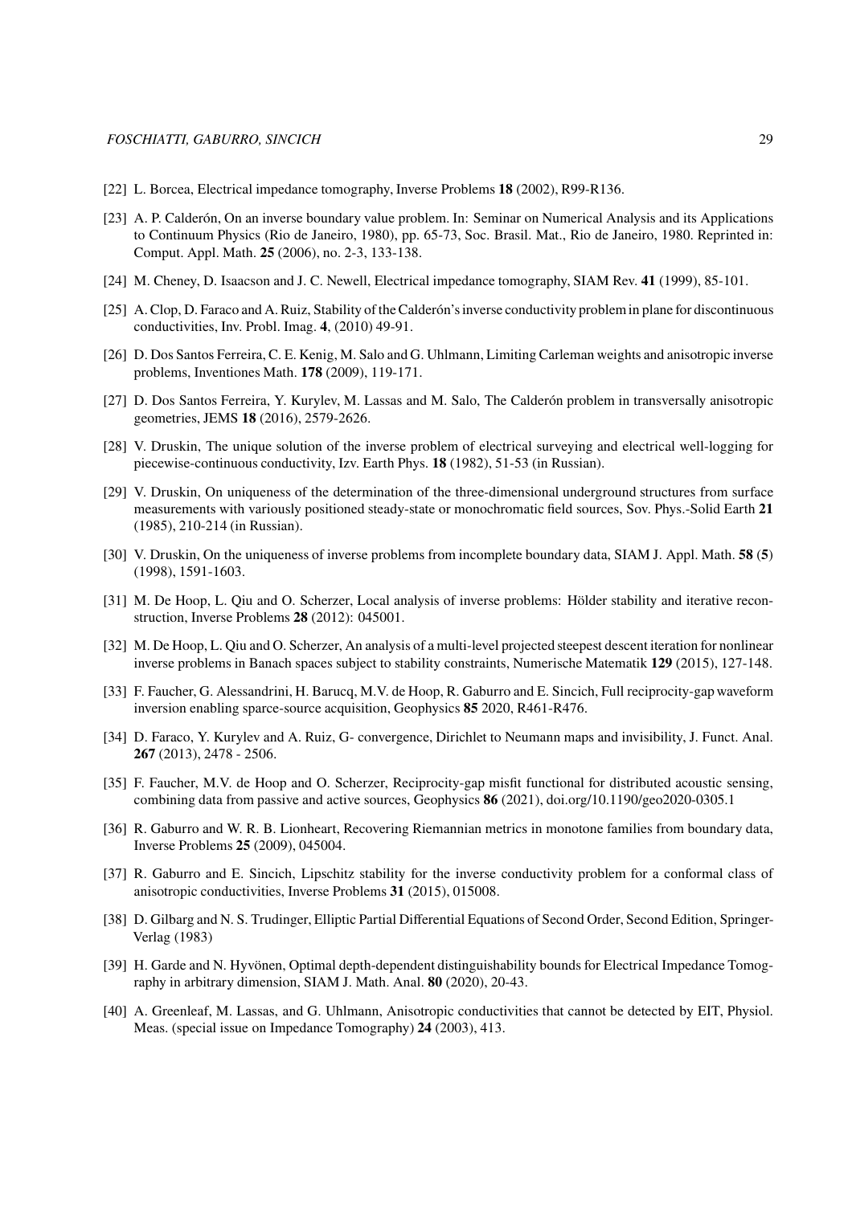[22] L. Borcea, Electrical impedance tomography, Inverse Problems **18** (2002), R99-R136.

[23] A. P. Calderón, On an inverse boundary value problem. In: Seminar on Numerical Analysis and its Applications to Continuum Physics (Rio de Janeiro, 1980), pp. 65-73, Soc. Brasil. Mat., Rio de Janeiro, 1980. Reprinted in: Comput. Appl. Math. **25** (2006), no. 2-3, 133-138.

[24] M. Cheney, D. Isaacson and J. C. Newell, Electrical impedance tomography, SIAM Rev. **41** (1999), 85-101.

[25] A. Clop, D. Faraco and A. Ruiz, Stability of the Calderón's inverse conductivity problem in plane for discontinuous conductivities, Inv. Probl. Imag. **4**, (2010) 49-91.

[26] D. Dos Santos Ferreira, C. E. Kenig, M. Salo and G. Uhlmann, Limiting Carleman weights and anisotropic inverse problems, Inventiones Math. **178** (2009), 119-171.

[27] D. Dos Santos Ferreira, Y. Kurylev, M. Lassas and M. Salo, The Calderón problem in transversally anisotropic geometries, JEMS **18** (2016), 2579-2626.

[28] V. Druskin, The unique solution of the inverse problem of electrical surveying and electrical well-logging for piecewise-continuous conductivity, Izv. Earth Phys. **18** (1982), 51-53 (in Russian).

[29] V. Druskin, On uniqueness of the determination of the three-dimensional underground structures from surface measurements with variously positioned steady-state or monochromatic field sources, Sov. Phys.-Solid Earth **21** (1985), 210-214 (in Russian).

[30] V. Druskin, On the uniqueness of inverse problems from incomplete boundary data, SIAM J. Appl. Math. **58** (**5**) (1998), 1591-1603.

[31] M. De Hoop, L. Qiu and O. Scherzer, Local analysis of inverse problems: Hölder stability and iterative reconstruction, Inverse Problems **28** (2012): 045001.

[32] M. De Hoop, L. Qiu and O. Scherzer, An analysis of a multi-level projected steepest descent iteration for nonlinear inverse problems in Banach spaces subject to stability constraints, Numerische Matematik **129** (2015), 127-148.

[33] F. Faucher, G. Alessandrini, H. Barucq, M.V. de Hoop, R. Gaburro and E. Sincich, Full reciprocity-gap waveform inversion enabling sparce-source acquisition, Geophysics **85** 2020, R461-R476.

[34] D. Faraco, Y. Kurylev and A. Ruiz, G- convergence, Dirichlet to Neumann maps and invisibility, J. Funct. Anal. **267** (2013), 2478 - 2506.

[35] F. Faucher, M.V. de Hoop and O. Scherzer, Reciprocity-gap misfit functional for distributed acoustic sensing, combining data from passive and active sources, Geophysics **86** (2021), doi.org/10.1190/geo2020-0305.1

[36] R. Gaburro and W. R. B. Lionheart, Recovering Riemannian metrics in monotone families from boundary data, Inverse Problems **25** (2009), 045004.

[37] R. Gaburro and E. Sincich, Lipschitz stability for the inverse conductivity problem for a conformal class of anisotropic conductivities, Inverse Problems **31** (2015), 015008.

[38] D. Gilbarg and N. S. Trudinger, Elliptic Partial Differential Equations of Second Order, Second Edition, Springer-Verlag (1983)

[39] H. Garde and N. Hyvönen, Optimal depth-dependent distinguishability bounds for Electrical Impedance Tomography in arbitrary dimension, SIAM J. Math. Anal. **80** (2020), 20-43.

[40] A. Greenleaf, M. Lassas, and G. Uhlmann, Anisotropic conductivities that cannot be detected by EIT, Physiol. Meas. (special issue on Impedance Tomography) **24** (2003), 413.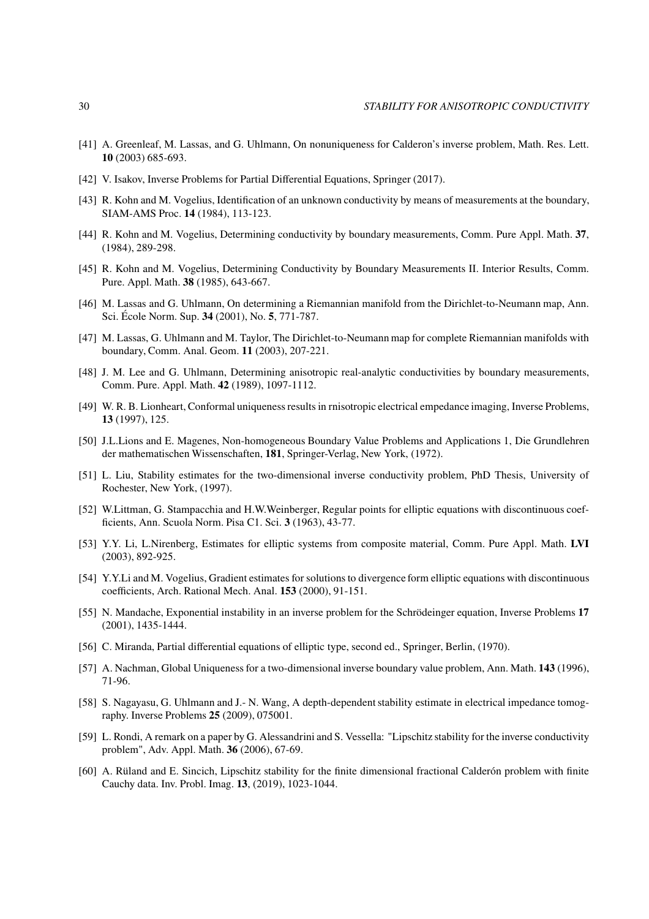[41] A. Greenleaf, M. Lassas, and G. Uhlmann, On nonuniqueness for Calderon's inverse problem, Math. Res. Lett. **10** (2003) 685-693.

[42] V. Isakov, Inverse Problems for Partial Differential Equations, Springer (2017).

[43] R. Kohn and M. Vogelius, Identification of an unknown conductivity by means of measurements at the boundary, SIAM-AMS Proc. **14** (1984), 113-123.

[44] R. Kohn and M. Vogelius, Determining conductivity by boundary measurements, Comm. Pure Appl. Math. **37**, (1984), 289-298.

[45] R. Kohn and M. Vogelius, Determining Conductivity by Boundary Measurements II. Interior Results, Comm. Pure. Appl. Math. **38** (1985), 643-667.

[46] M. Lassas and G. Uhlmann, On determining a Riemannian manifold from the Dirichlet-to-Neumann map, Ann. Sci. École Norm. Sup. **34** (2001), No. **5**, 771-787.

[47] M. Lassas, G. Uhlmann and M. Taylor, The Dirichlet-to-Neumann map for complete Riemannian manifolds with boundary, Comm. Anal. Geom. **11** (2003), 207-221.

[48] J. M. Lee and G. Uhlmann, Determining anisotropic real-analytic conductivities by boundary measurements, Comm. Pure. Appl. Math. **42** (1989), 1097-1112.

[49] W. R. B. Lionheart, Conformal uniqueness results in rnisotropic electrical empedance imaging, Inverse Problems, **13** (1997), 125.

[50] J.L.Lions and E. Magenes, Non-homogeneous Boundary Value Problems and Applications 1, Die Grundlehren der mathematischen Wissenschaften, **181**, Springer-Verlag, New York, (1972).

[51] L. Liu, Stability estimates for the two-dimensional inverse conductivity problem, PhD Thesis, University of Rochester, New York, (1997).

[52] W.Littman, G. Stampacchia and H.W.Weinberger, Regular points for elliptic equations with discontinuous coefficients, Ann. Scuola Norm. Pisa C1. Sci. **3** (1963), 43-77.

[53] Y.Y. Li, L.Nirenberg, Estimates for elliptic systems from composite material, Comm. Pure Appl. Math. **LVI** (2003), 892-925.

[54] Y.Y.Li and M. Vogelius, Gradient estimates for solutions to divergence form elliptic equations with discontinuous coefficients, Arch. Rational Mech. Anal. **153** (2000), 91-151.

[55] N. Mandache, Exponential instability in an inverse problem for the Schrödeinger equation, Inverse Problems **17** (2001), 1435-1444.

[56] C. Miranda, Partial differential equations of elliptic type, second ed., Springer, Berlin, (1970).

[57] A. Nachman, Global Uniqueness for a two-dimensional inverse boundary value problem, Ann. Math. **143** (1996), 71-96.

[58] S. Nagayasu, G. Uhlmann and J.- N. Wang, A depth-dependent stability estimate in electrical impedance tomography. Inverse Problems **25** (2009), 075001.

[59] L. Rondi, A remark on a paper by G. Alessandrini and S. Vessella: "Lipschitz stability for the inverse conductivity problem", Adv. Appl. Math. **36** (2006), 67-69.

[60] A. Rüland and E. Sincich, Lipschitz stability for the finite dimensional fractional Calderón problem with finite Cauchy data. Inv. Probl. Imag. **13**, (2019), 1023-1044.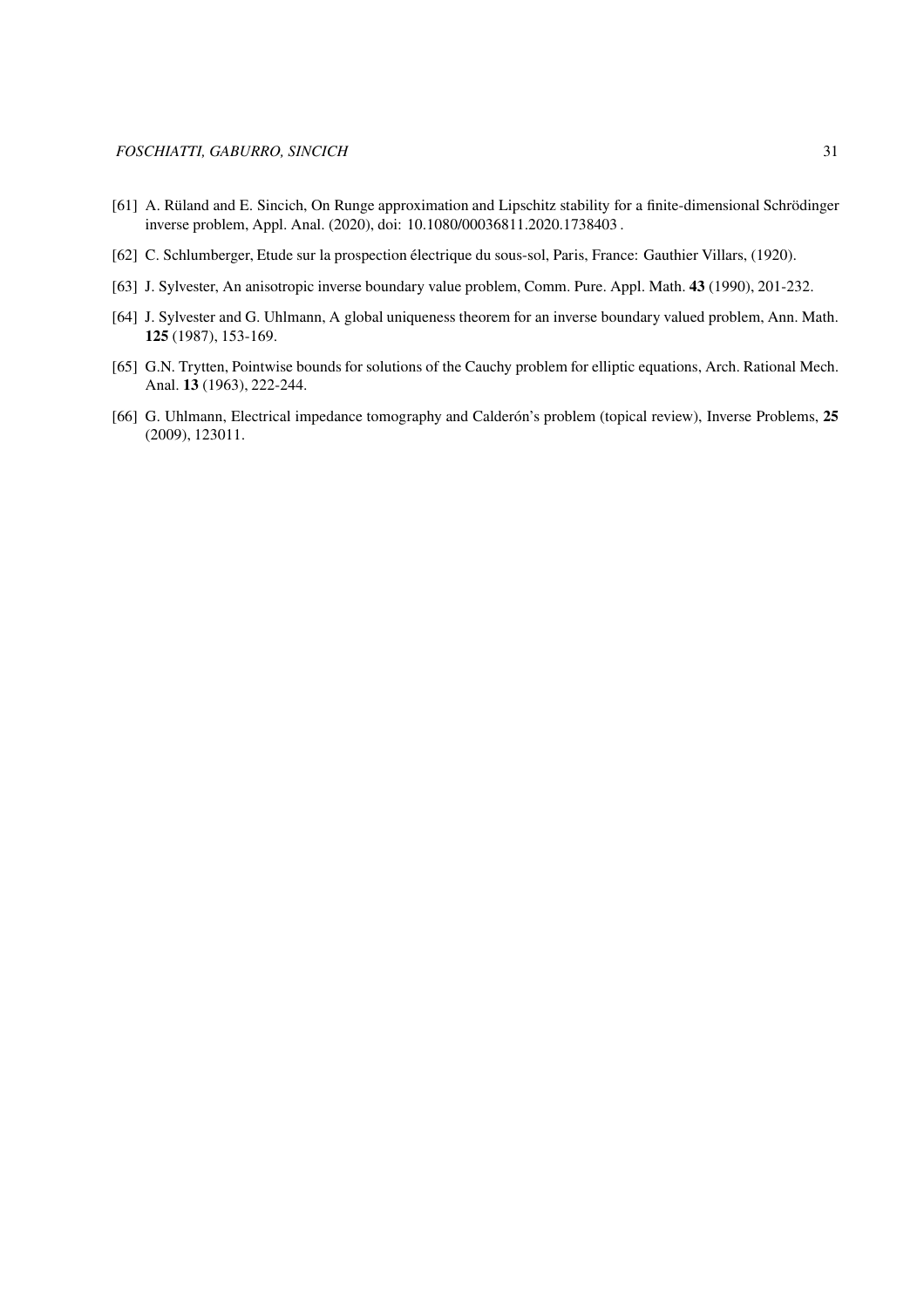[61] A. Rüland and E. Sincich, On Runge approximation and Lipschitz stability for a finite-dimensional Schrödinger inverse problem, Appl. Anal. (2020), doi: 10.1080/00036811.2020.1738403 .

[62] C. Schlumberger, Etude sur la prospection électrique du sous-sol, Paris, France: Gauthier Villars, (1920).

[63] J. Sylvester, An anisotropic inverse boundary value problem, Comm. Pure. Appl. Math. **43** (1990), 201-232.

[64] J. Sylvester and G. Uhlmann, A global uniqueness theorem for an inverse boundary valued problem, Ann. Math. **125** (1987), 153-169.

[65] G.N. Trytten, Pointwise bounds for solutions of the Cauchy problem for elliptic equations, Arch. Rational Mech. Anal. **13** (1963), 222-244.

[66] G. Uhlmann, Electrical impedance tomography and Calderón's problem (topical review), Inverse Problems, **25** (2009), 123011.